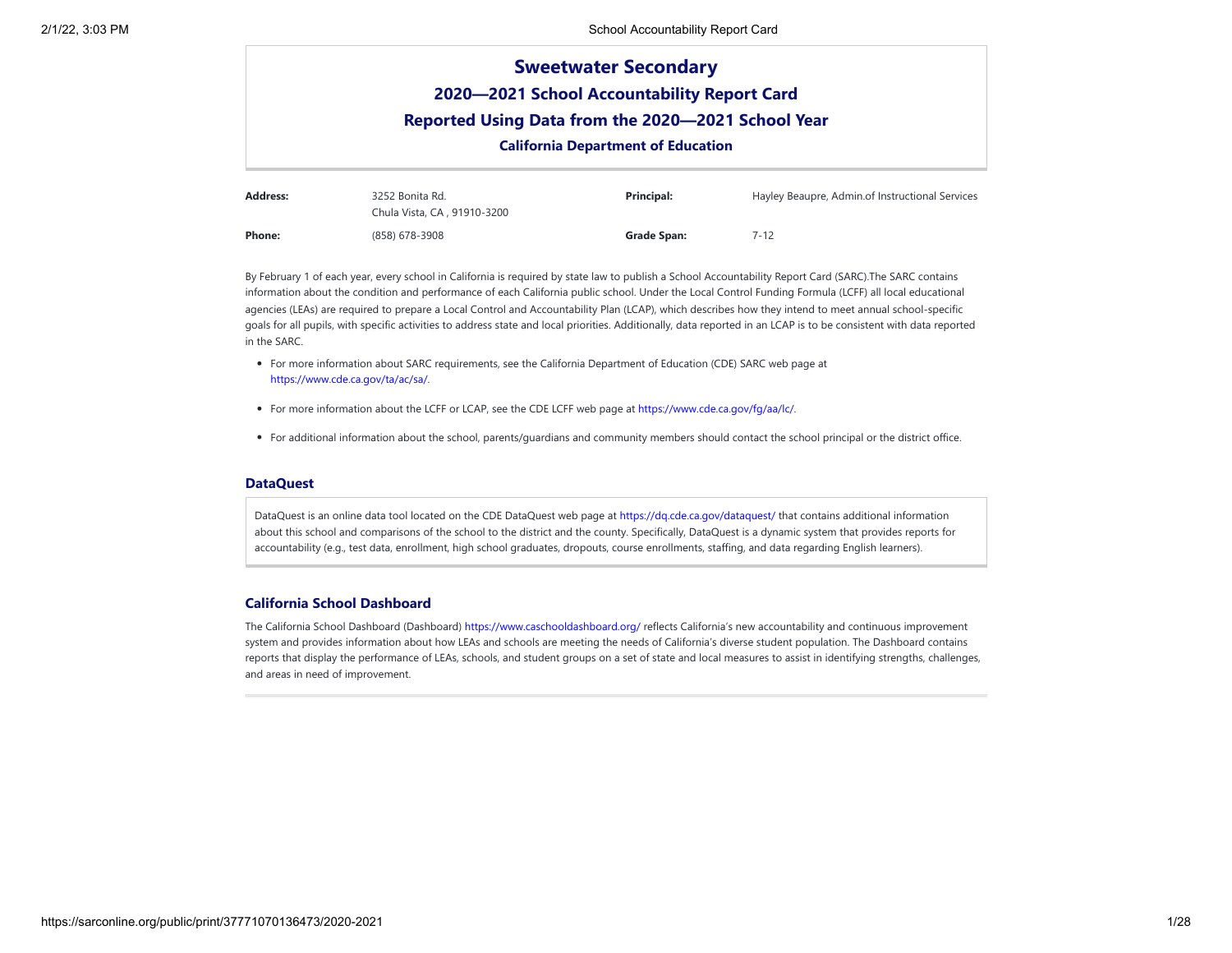# Sweetwater Secondary

## 2020—2021 School Accountability Report Card

## Reported Using Data from the 2020—2021 School Year

### California Department of Education

| | | | |
|---|---|---|---|
| **Address:** | 3252 Bonita Rd. Chula Vista, CA , 91910-3200 | **Principal:** | Hayley Beaupre, Admin.of Instructional Services |
| **Phone:** | (858) 678-3908 | **Grade Span:** | 7-12 |

By February 1 of each year, every school in California is required by state law to publish a School Accountability Report Card (SARC).The SARC contains information about the condition and performance of each California public school. Under the Local Control Funding Formula (LCFF) all local educational agencies (LEAs) are required to prepare a Local Control and Accountability Plan (LCAP), which describes how they intend to meet annual school-specific goals for all pupils, with specific activities to address state and local priorities. Additionally, data reported in an LCAP is to be consistent with data reported in the SARC.

- For more information about SARC requirements, see the California Department of Education (CDE) SARC web page at https://www.cde.ca.gov/ta/ac/sa/.
- For more information about the LCFF or LCAP, see the CDE LCFF web page at https://www.cde.ca.gov/fg/aa/lc/.
- For additional information about the school, parents/guardians and community members should contact the school principal or the district office.

### DataQuest

DataQuest is an online data tool located on the CDE DataQuest web page at https://dq.cde.ca.gov/dataquest/ that contains additional information about this school and comparisons of the school to the district and the county. Specifically, DataQuest is a dynamic system that provides reports for accountability (e.g., test data, enrollment, high school graduates, dropouts, course enrollments, staffing, and data regarding English learners).

### California School Dashboard

The California School Dashboard (Dashboard) https://www.caschooldashboard.org/ reflects California's new accountability and continuous improvement system and provides information about how LEAs and schools are meeting the needs of California's diverse student population. The Dashboard contains reports that display the performance of LEAs, schools, and student groups on a set of state and local measures to assist in identifying strengths, challenges, and areas in need of improvement.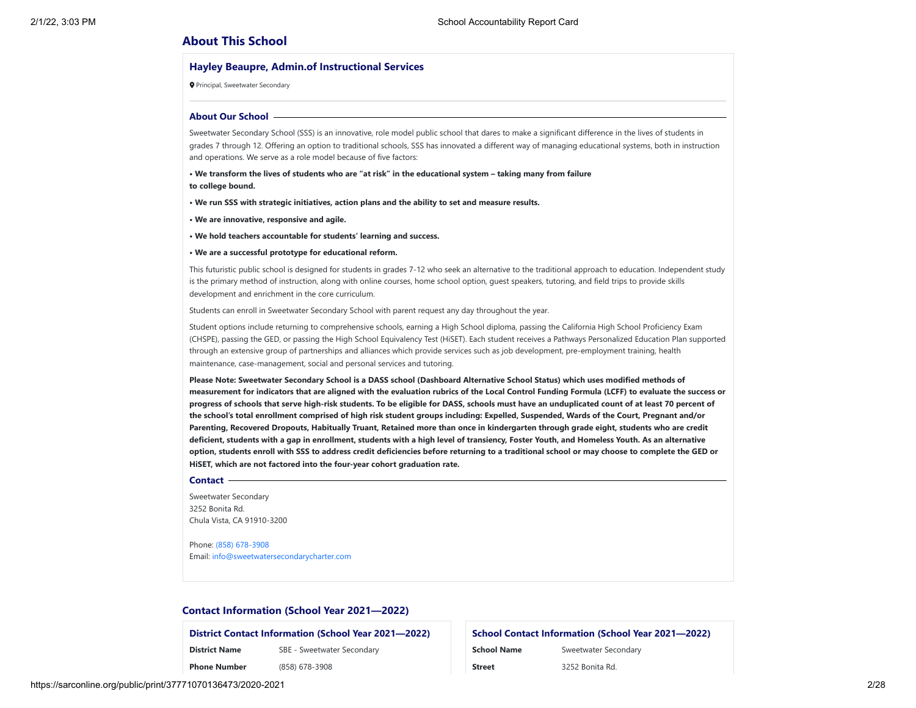## About This School

### Hayley Beaupre, Admin.of Instructional Services

Principal, Sweetwater Secondary

#### About Our School

Sweetwater Secondary School (SSS) is an innovative, role model public school that dares to make a significant difference in the lives of students in grades 7 through 12. Offering an option to traditional schools, SSS has innovated a different way of managing educational systems, both in instruction and operations. We serve as a role model because of five factors:

**• We transform the lives of students who are "at risk" in the educational system – taking many from failure to college bound.**

**• We run SSS with strategic initiatives, action plans and the ability to set and measure results.**

**• We are innovative, responsive and agile.**

**• We hold teachers accountable for students' learning and success.**

**• We are a successful prototype for educational reform.**

This futuristic public school is designed for students in grades 7-12 who seek an alternative to the traditional approach to education. Independent study is the primary method of instruction, along with online courses, home school option, guest speakers, tutoring, and field trips to provide skills development and enrichment in the core curriculum.

Students can enroll in Sweetwater Secondary School with parent request any day throughout the year.

Student options include returning to comprehensive schools, earning a High School diploma, passing the California High School Proficiency Exam (CHSPE), passing the GED, or passing the High School Equivalency Test (HiSET). Each student receives a Pathways Personalized Education Plan supported through an extensive group of partnerships and alliances which provide services such as job development, pre-employment training, health maintenance, case-management, social and personal services and tutoring.

**Please Note: Sweetwater Secondary School is a DASS school (Dashboard Alternative School Status) which uses modified methods of measurement for indicators that are aligned with the evaluation rubrics of the Local Control Funding Formula (LCFF) to evaluate the success or progress of schools that serve high-risk students. To be eligible for DASS, schools must have an unduplicated count of at least 70 percent of the school's total enrollment comprised of high risk student groups including: Expelled, Suspended, Wards of the Court, Pregnant and/or Parenting, Recovered Dropouts, Habitually Truant, Retained more than once in kindergarten through grade eight, students who are credit deficient, students with a gap in enrollment, students with a high level of transiency, Foster Youth, and Homeless Youth. As an alternative option, students enroll with SSS to address credit deficiencies before returning to a traditional school or may choose to complete the GED or HiSET, which are not factored into the four-year cohort graduation rate.**

#### Contact

Sweetwater Secondary
3252 Bonita Rd.
Chula Vista, CA 91910-3200

Phone: (858) 678-3908
Email: info@sweetwatersecondarycharter.com

## Contact Information (School Year 2021—2022)

### District Contact Information (School Year 2021—2022)

| | |
|---|---|
| **District Name** | SBE - Sweetwater Secondary |
| **Phone Number** | (858) 678-3908 |

### School Contact Information (School Year 2021—2022)

| | |
|---|---|
| **School Name** | Sweetwater Secondary |
| **Street** | 3252 Bonita Rd. |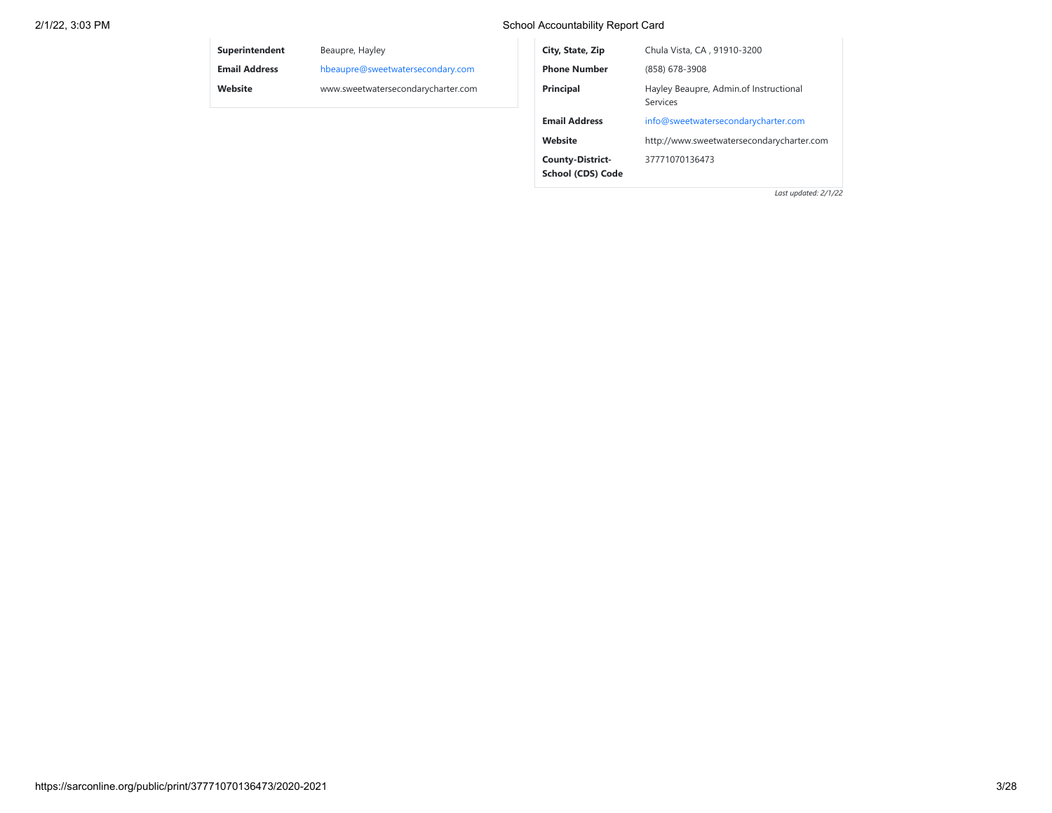| | |
|---|---|
| **Superintendent** | Beaupre, Hayley |
| **Email Address** | hbeaupre@sweetwatersecondary.com |
| **Website** | www.sweetwatersecondarycharter.com |

| | |
|---|---|
| **City, State, Zip** | Chula Vista, CA , 91910-3200 |
| **Phone Number** | (858) 678-3908 |
| **Principal** | Hayley Beaupre, Admin.of Instructional Services |
| **Email Address** | info@sweetwatersecondarycharter.com |
| **Website** | http://www.sweetwatersecondarycharter.com |
| **County-District-School (CDS) Code** | 37771070136473 |

*Last updated: 2/1/22*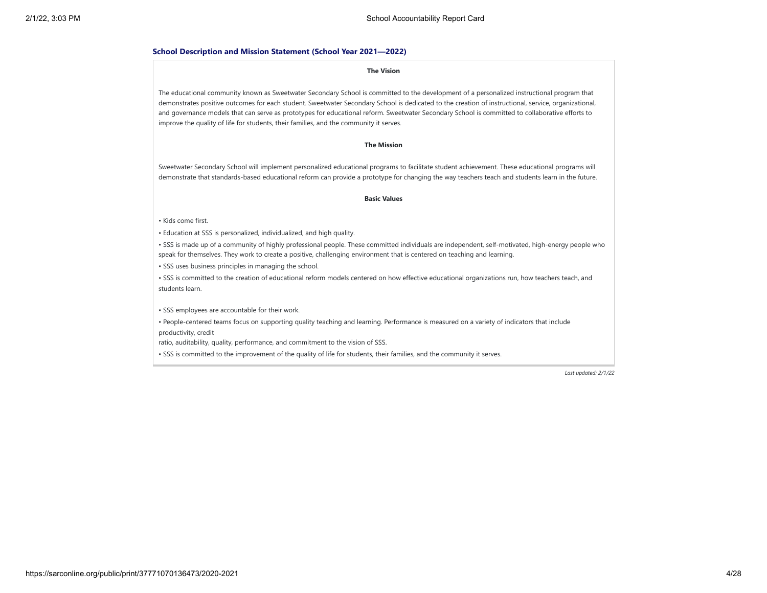## School Description and Mission Statement (School Year 2021—2022)

**The Vision**

The educational community known as Sweetwater Secondary School is committed to the development of a personalized instructional program that demonstrates positive outcomes for each student. Sweetwater Secondary School is dedicated to the creation of instructional, service, organizational, and governance models that can serve as prototypes for educational reform. Sweetwater Secondary School is committed to collaborative efforts to improve the quality of life for students, their families, and the community it serves.

**The Mission**

Sweetwater Secondary School will implement personalized educational programs to facilitate student achievement. These educational programs will demonstrate that standards-based educational reform can provide a prototype for changing the way teachers teach and students learn in the future.

**Basic Values**

- Kids come first.
- Education at SSS is personalized, individualized, and high quality.
- SSS is made up of a community of highly professional people. These committed individuals are independent, self-motivated, high-energy people who speak for themselves. They work to create a positive, challenging environment that is centered on teaching and learning.
- SSS uses business principles in managing the school.
- SSS is committed to the creation of educational reform models centered on how effective educational organizations run, how teachers teach, and students learn.
- SSS employees are accountable for their work.
- People-centered teams focus on supporting quality teaching and learning. Performance is measured on a variety of indicators that include productivity, credit ratio, auditability, quality, performance, and commitment to the vision of SSS.
- SSS is committed to the improvement of the quality of life for students, their families, and the community it serves.

*Last updated: 2/1/22*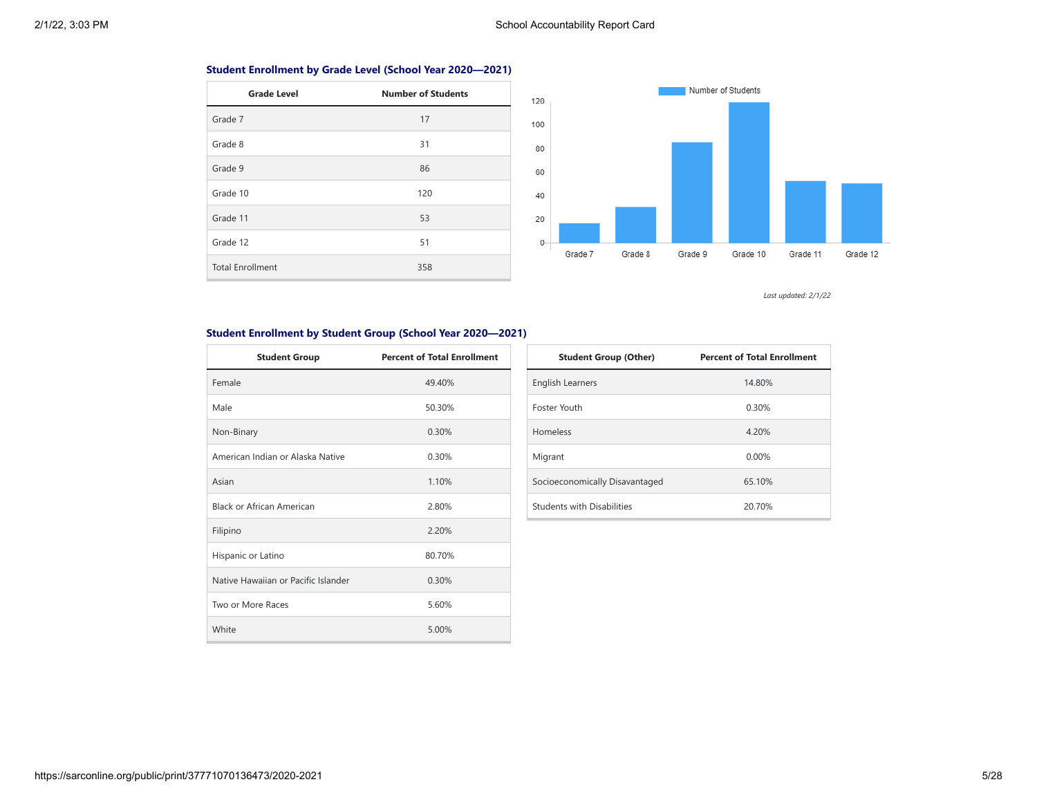### Student Enrollment by Grade Level (School Year 2020—2021)

| Grade Level | Number of Students |
|---|---|
| Grade 7 | 17 |
| Grade 8 | 31 |
| Grade 9 | 86 |
| Grade 10 | 120 |
| Grade 11 | 53 |
| Grade 12 | 51 |
| Total Enrollment | 358 |

Number of Students

120
100
80
60
40
20
0

Grade 7
Grade 8
Grade 9
Grade 10
Grade 11
Grade 12

*Last updated: 2/1/22*

### Student Enrollment by Student Group (School Year 2020—2021)

| Student Group | Percent of Total Enrollment |
|---|---|
| Female | 49.40% |
| Male | 50.30% |
| Non-Binary | 0.30% |
| American Indian or Alaska Native | 0.30% |
| Asian | 1.10% |
| Black or African American | 2.80% |
| Filipino | 2.20% |
| Hispanic or Latino | 80.70% |
| Native Hawaiian or Pacific Islander | 0.30% |
| Two or More Races | 5.60% |
| White | 5.00% |

| Student Group (Other) | Percent of Total Enrollment |
|---|---|
| English Learners | 14.80% |
| Foster Youth | 0.30% |
| Homeless | 4.20% |
| Migrant | 0.00% |
| Socioeconomically Disavantaged | 65.10% |
| Students with Disabilities | 20.70% |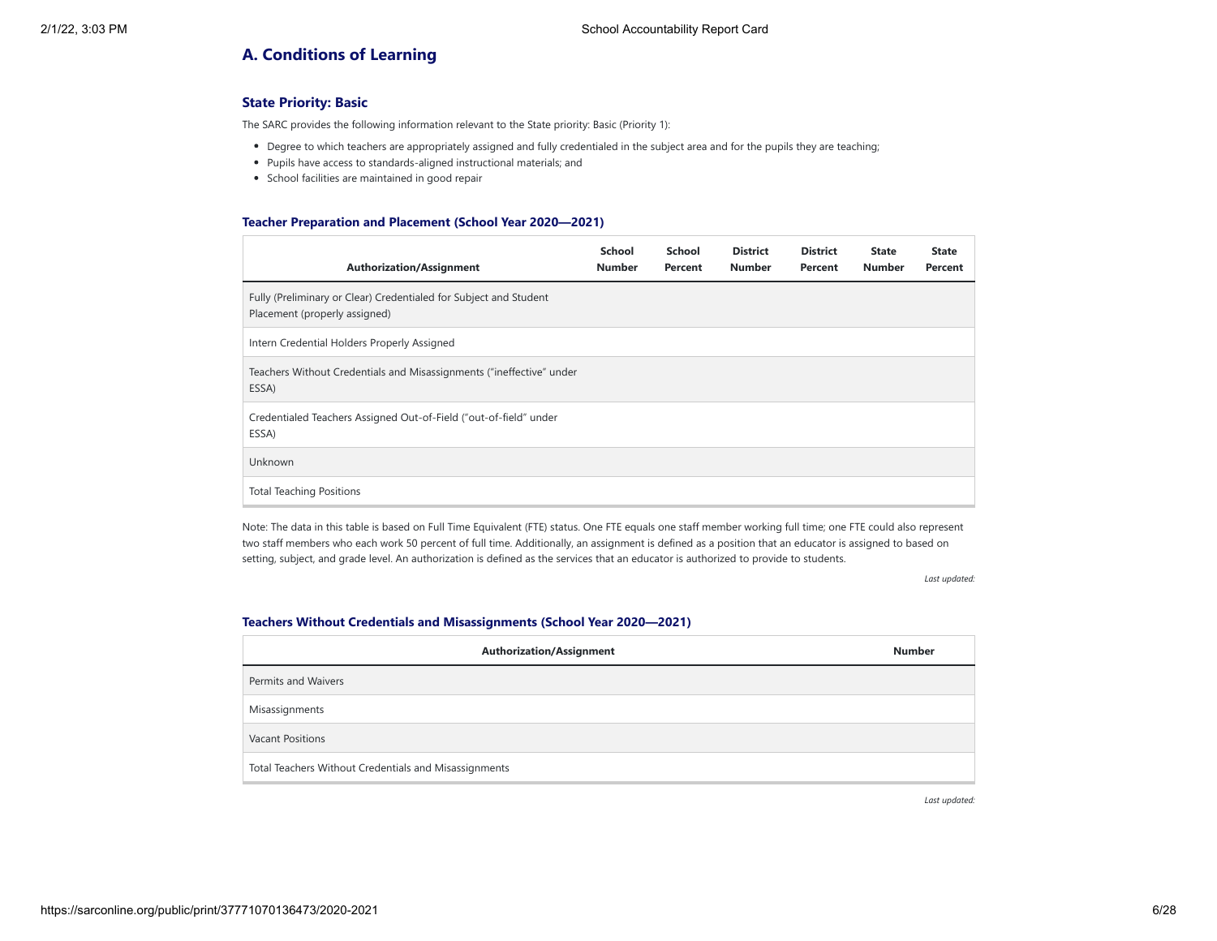## A. Conditions of Learning

### State Priority: Basic

The SARC provides the following information relevant to the State priority: Basic (Priority 1):

- Degree to which teachers are appropriately assigned and fully credentialed in the subject area and for the pupils they are teaching;
- Pupils have access to standards-aligned instructional materials; and
- School facilities are maintained in good repair

#### Teacher Preparation and Placement (School Year 2020—2021)

| Authorization/Assignment | School Number | School Percent | District Number | District Percent | State Number | State Percent |
|---|---|---|---|---|---|---|
| Fully (Preliminary or Clear) Credentialed for Subject and Student Placement (properly assigned) | | | | | | |
| Intern Credential Holders Properly Assigned | | | | | | |
| Teachers Without Credentials and Misassignments ("ineffective" under ESSA) | | | | | | |
| Credentialed Teachers Assigned Out-of-Field ("out-of-field" under ESSA) | | | | | | |
| Unknown | | | | | | |
| Total Teaching Positions | | | | | | |

Note: The data in this table is based on Full Time Equivalent (FTE) status. One FTE equals one staff member working full time; one FTE could also represent two staff members who each work 50 percent of full time. Additionally, an assignment is defined as a position that an educator is assigned to based on setting, subject, and grade level. An authorization is defined as the services that an educator is authorized to provide to students.

*Last updated:*

#### Teachers Without Credentials and Misassignments (School Year 2020—2021)

| Authorization/Assignment | Number |
|---|---|
| Permits and Waivers | |
| Misassignments | |
| Vacant Positions | |
| Total Teachers Without Credentials and Misassignments | |

*Last updated:*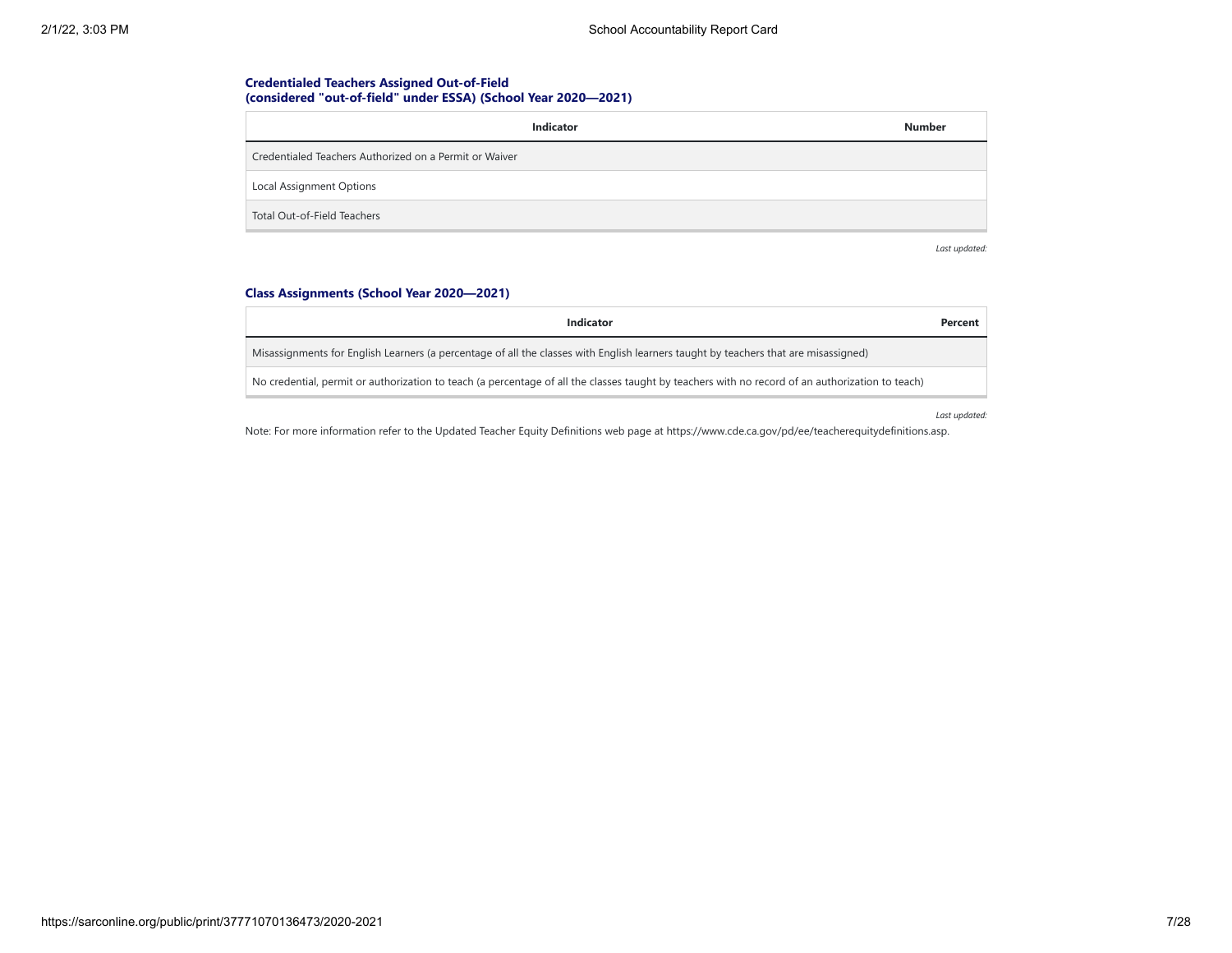### Credentialed Teachers Assigned Out-of-Field (considered "out-of-field" under ESSA) (School Year 2020—2021)

| Indicator | Number |
|---|---|
| Credentialed Teachers Authorized on a Permit or Waiver | |
| Local Assignment Options | |
| Total Out-of-Field Teachers | |

*Last updated:*

### Class Assignments (School Year 2020—2021)

| Indicator | Percent |
|---|---|
| Misassignments for English Learners (a percentage of all the classes with English learners taught by teachers that are misassigned) | |
| No credential, permit or authorization to teach (a percentage of all the classes taught by teachers with no record of an authorization to teach) | |

*Last updated:*

Note: For more information refer to the Updated Teacher Equity Definitions web page at https://www.cde.ca.gov/pd/ee/teacherequitydefinitions.asp.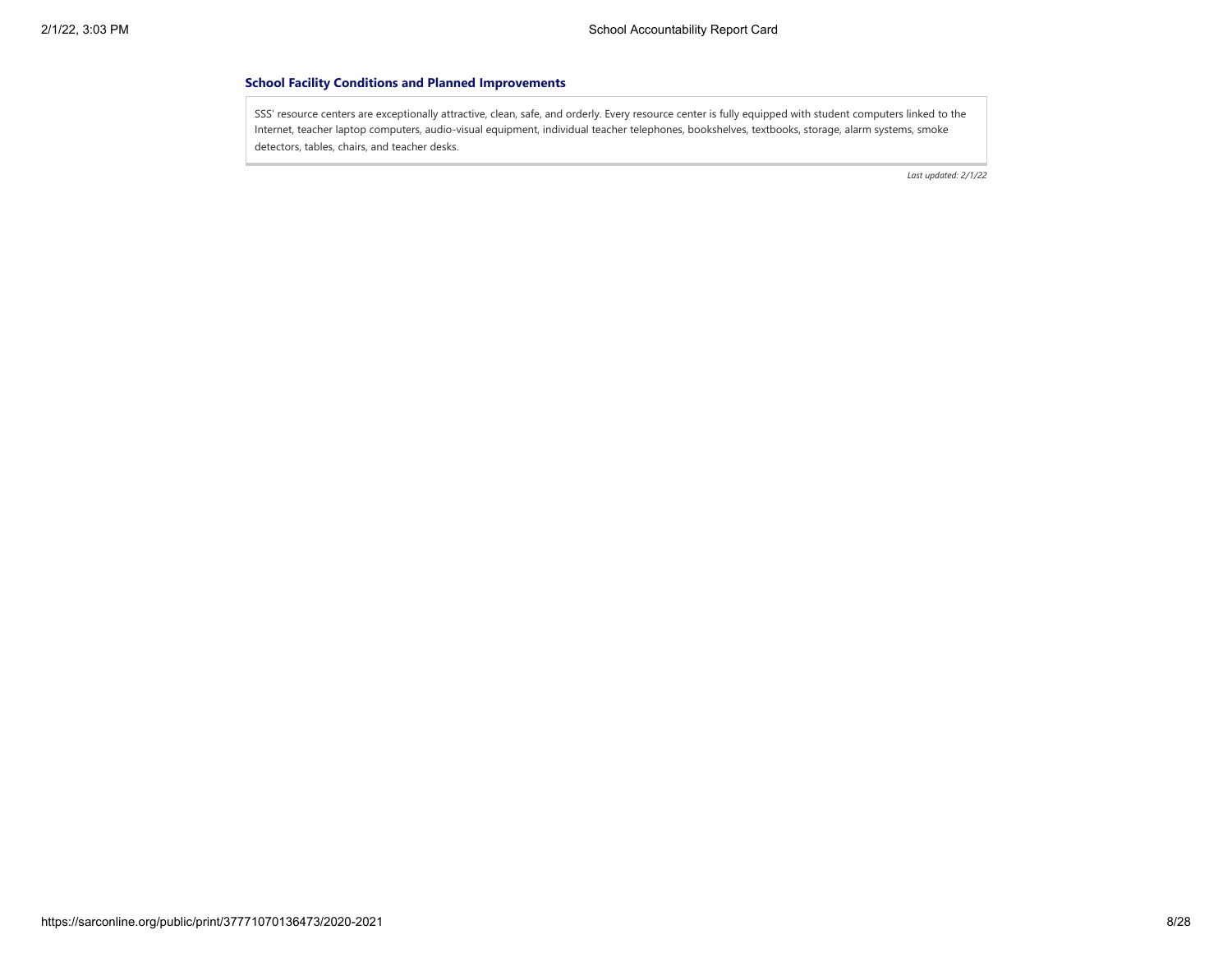### School Facility Conditions and Planned Improvements

SSS' resource centers are exceptionally attractive, clean, safe, and orderly. Every resource center is fully equipped with student computers linked to the Internet, teacher laptop computers, audio-visual equipment, individual teacher telephones, bookshelves, textbooks, storage, alarm systems, smoke detectors, tables, chairs, and teacher desks.

*Last updated: 2/1/22*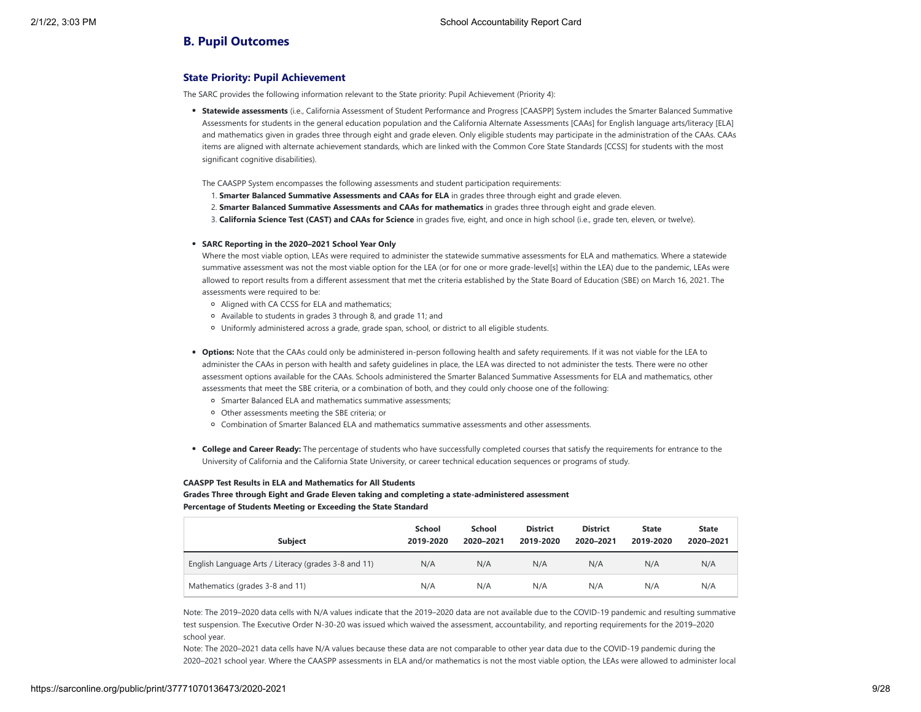## B. Pupil Outcomes

### State Priority: Pupil Achievement

The SARC provides the following information relevant to the State priority: Pupil Achievement (Priority 4):

- **Statewide assessments** (i.e., California Assessment of Student Performance and Progress [CAASPP] System includes the Smarter Balanced Summative Assessments for students in the general education population and the California Alternate Assessments [CAAs] for English language arts/literacy [ELA] and mathematics given in grades three through eight and grade eleven. Only eligible students may participate in the administration of the CAAs. CAAs items are aligned with alternate achievement standards, which are linked with the Common Core State Standards [CCSS] for students with the most significant cognitive disabilities).

  The CAASPP System encompasses the following assessments and student participation requirements:

  1. **Smarter Balanced Summative Assessments and CAAs for ELA** in grades three through eight and grade eleven.
  2. **Smarter Balanced Summative Assessments and CAAs for mathematics** in grades three through eight and grade eleven.
  3. **California Science Test (CAST) and CAAs for Science** in grades five, eight, and once in high school (i.e., grade ten, eleven, or twelve).

- **SARC Reporting in the 2020–2021 School Year Only**
  Where the most viable option, LEAs were required to administer the statewide summative assessments for ELA and mathematics. Where a statewide summative assessment was not the most viable option for the LEA (or for one or more grade-level[s] within the LEA) due to the pandemic, LEAs were allowed to report results from a different assessment that met the criteria established by the State Board of Education (SBE) on March 16, 2021. The assessments were required to be:
  - Aligned with CA CCSS for ELA and mathematics;
  - Available to students in grades 3 through 8, and grade 11; and
  - Uniformly administered across a grade, grade span, school, or district to all eligible students.

- **Options:** Note that the CAAs could only be administered in-person following health and safety requirements. If it was not viable for the LEA to administer the CAAs in person with health and safety guidelines in place, the LEA was directed to not administer the tests. There were no other assessment options available for the CAAs. Schools administered the Smarter Balanced Summative Assessments for ELA and mathematics, other assessments that meet the SBE criteria, or a combination of both, and they could only choose one of the following:
  - Smarter Balanced ELA and mathematics summative assessments;
  - Other assessments meeting the SBE criteria; or
  - Combination of Smarter Balanced ELA and mathematics summative assessments and other assessments.

- **College and Career Ready:** The percentage of students who have successfully completed courses that satisfy the requirements for entrance to the University of California and the California State University, or career technical education sequences or programs of study.

**CAASPP Test Results in ELA and Mathematics for All Students**
**Grades Three through Eight and Grade Eleven taking and completing a state-administered assessment**
**Percentage of Students Meeting or Exceeding the State Standard**

| Subject | School 2019-2020 | School 2020–2021 | District 2019-2020 | District 2020–2021 | State 2019-2020 | State 2020–2021 |
|---|---|---|---|---|---|---|
| English Language Arts / Literacy (grades 3-8 and 11) | N/A | N/A | N/A | N/A | N/A | N/A |
| Mathematics (grades 3-8 and 11) | N/A | N/A | N/A | N/A | N/A | N/A |

Note: The 2019–2020 data cells with N/A values indicate that the 2019–2020 data are not available due to the COVID-19 pandemic and resulting summative test suspension. The Executive Order N-30-20 was issued which waived the assessment, accountability, and reporting requirements for the 2019–2020 school year.

Note: The 2020–2021 data cells have N/A values because these data are not comparable to other year data due to the COVID-19 pandemic during the 2020–2021 school year. Where the CAASPP assessments in ELA and/or mathematics is not the most viable option, the LEAs were allowed to administer local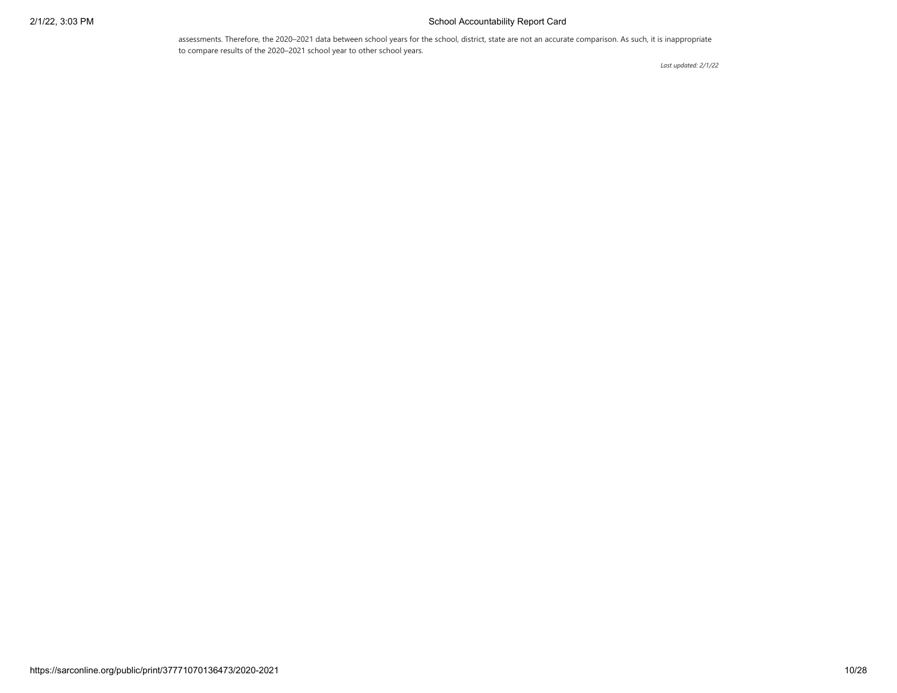assessments. Therefore, the 2020–2021 data between school years for the school, district, state are not an accurate comparison. As such, it is inappropriate to compare results of the 2020–2021 school year to other school years.

*Last updated: 2/1/22*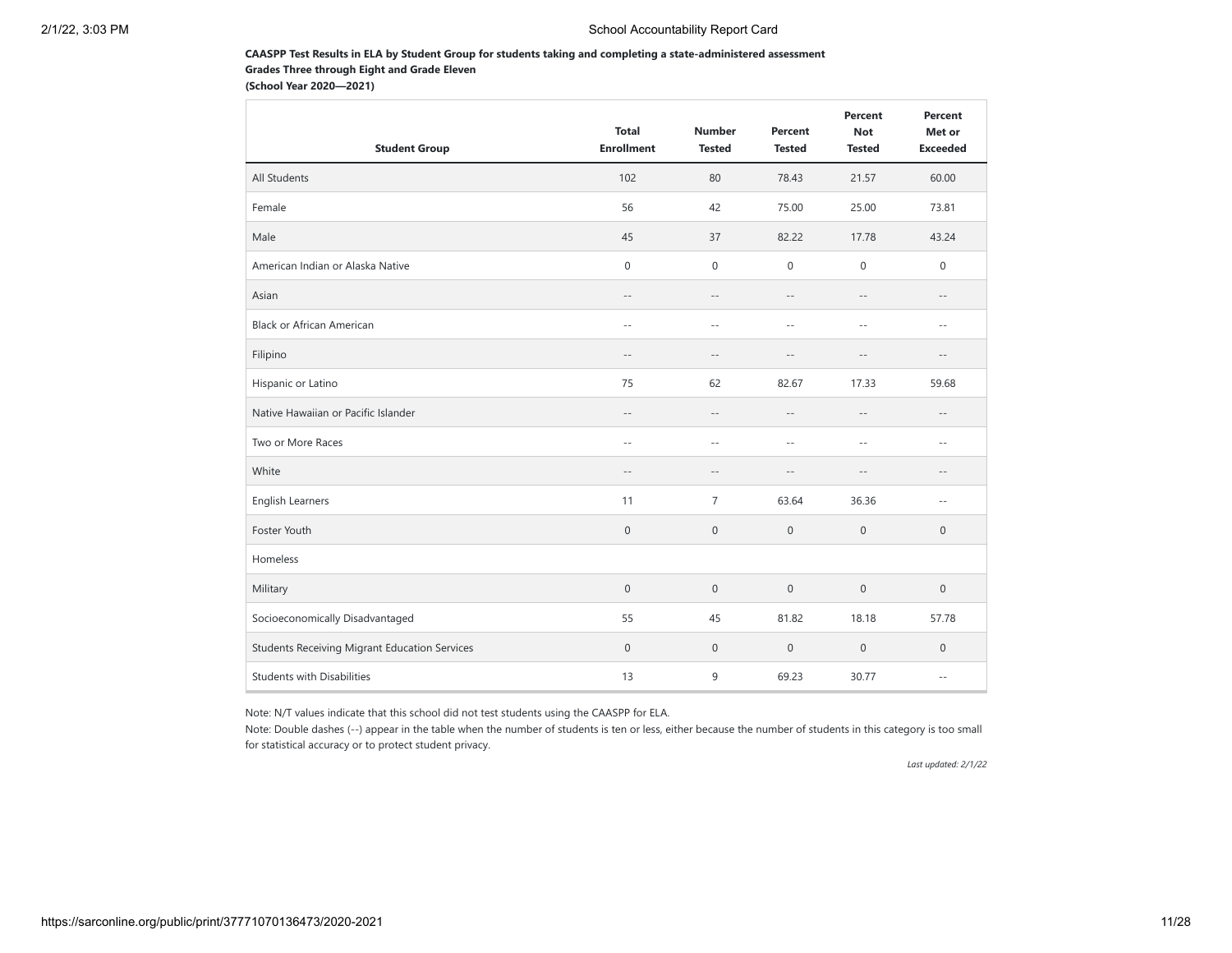**CAASPP Test Results in ELA by Student Group for students taking and completing a state-administered assessment**
**Grades Three through Eight and Grade Eleven**
**(School Year 2020—2021)**

| Student Group | Total Enrollment | Number Tested | Percent Tested | Percent Not Tested | Percent Met or Exceeded |
|---|---|---|---|---|---|
| All Students | 102 | 80 | 78.43 | 21.57 | 60.00 |
| Female | 56 | 42 | 75.00 | 25.00 | 73.81 |
| Male | 45 | 37 | 82.22 | 17.78 | 43.24 |
| American Indian or Alaska Native | 0 | 0 | 0 | 0 | 0 |
| Asian | -- | -- | -- | -- | -- |
| Black or African American | -- | -- | -- | -- | -- |
| Filipino | -- | -- | -- | -- | -- |
| Hispanic or Latino | 75 | 62 | 82.67 | 17.33 | 59.68 |
| Native Hawaiian or Pacific Islander | -- | -- | -- | -- | -- |
| Two or More Races | -- | -- | -- | -- | -- |
| White | -- | -- | -- | -- | -- |
| English Learners | 11 | 7 | 63.64 | 36.36 | -- |
| Foster Youth | 0 | 0 | 0 | 0 | 0 |
| Homeless | | | | | |
| Military | 0 | 0 | 0 | 0 | 0 |
| Socioeconomically Disadvantaged | 55 | 45 | 81.82 | 18.18 | 57.78 |
| Students Receiving Migrant Education Services | 0 | 0 | 0 | 0 | 0 |
| Students with Disabilities | 13 | 9 | 69.23 | 30.77 | -- |

Note: N/T values indicate that this school did not test students using the CAASPP for ELA.

Note: Double dashes (--) appear in the table when the number of students is ten or less, either because the number of students in this category is too small for statistical accuracy or to protect student privacy.

*Last updated: 2/1/22*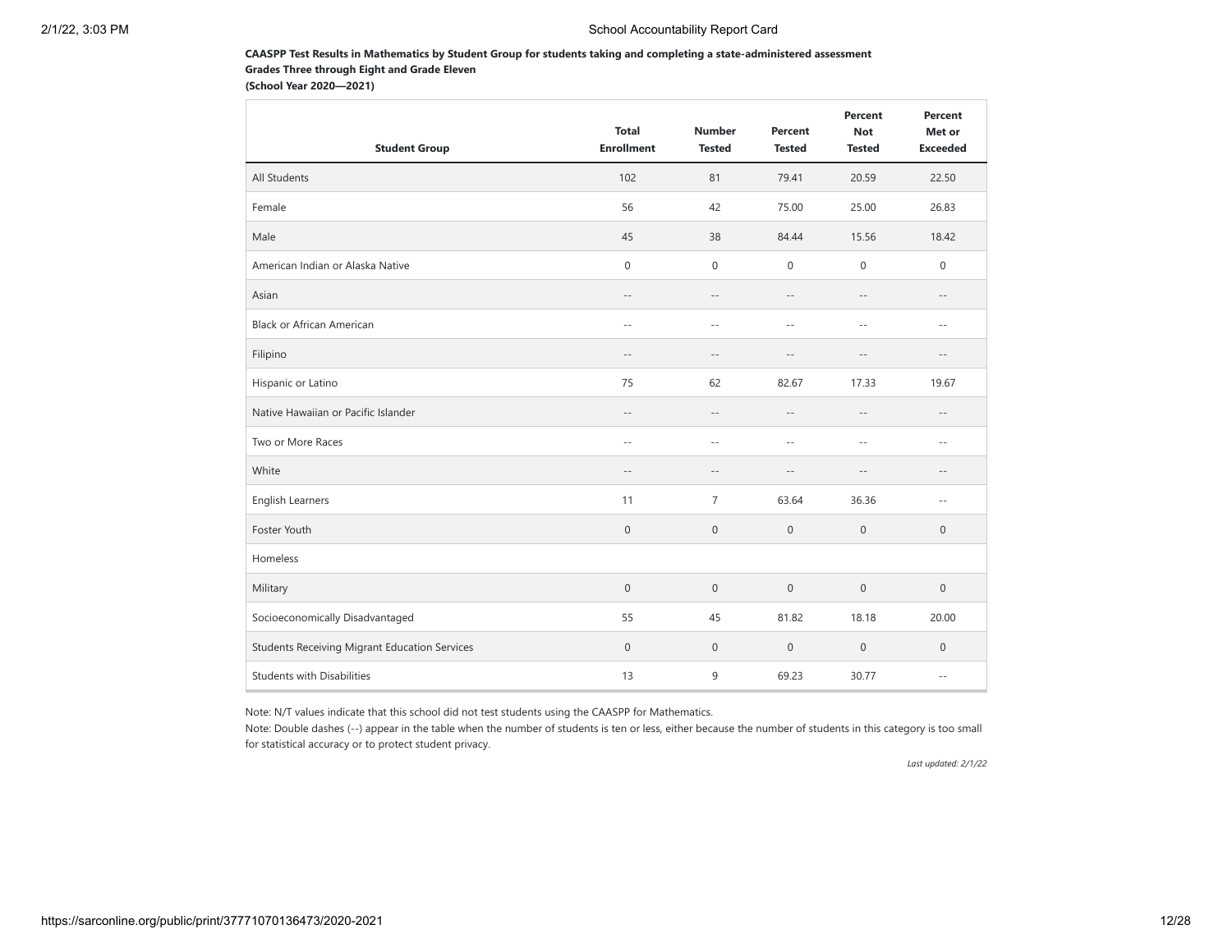**CAASPP Test Results in Mathematics by Student Group for students taking and completing a state-administered assessment**
**Grades Three through Eight and Grade Eleven**
**(School Year 2020—2021)**

| Student Group | Total Enrollment | Number Tested | Percent Tested | Percent Not Tested | Percent Met or Exceeded |
|---|---|---|---|---|---|
| All Students | 102 | 81 | 79.41 | 20.59 | 22.50 |
| Female | 56 | 42 | 75.00 | 25.00 | 26.83 |
| Male | 45 | 38 | 84.44 | 15.56 | 18.42 |
| American Indian or Alaska Native | 0 | 0 | 0 | 0 | 0 |
| Asian | -- | -- | -- | -- | -- |
| Black or African American | -- | -- | -- | -- | -- |
| Filipino | -- | -- | -- | -- | -- |
| Hispanic or Latino | 75 | 62 | 82.67 | 17.33 | 19.67 |
| Native Hawaiian or Pacific Islander | -- | -- | -- | -- | -- |
| Two or More Races | -- | -- | -- | -- | -- |
| White | -- | -- | -- | -- | -- |
| English Learners | 11 | 7 | 63.64 | 36.36 | -- |
| Foster Youth | 0 | 0 | 0 | 0 | 0 |
| Homeless | | | | | |
| Military | 0 | 0 | 0 | 0 | 0 |
| Socioeconomically Disadvantaged | 55 | 45 | 81.82 | 18.18 | 20.00 |
| Students Receiving Migrant Education Services | 0 | 0 | 0 | 0 | 0 |
| Students with Disabilities | 13 | 9 | 69.23 | 30.77 | -- |

Note: N/T values indicate that this school did not test students using the CAASPP for Mathematics.

Note: Double dashes (--) appear in the table when the number of students is ten or less, either because the number of students in this category is too small for statistical accuracy or to protect student privacy.

*Last updated: 2/1/22*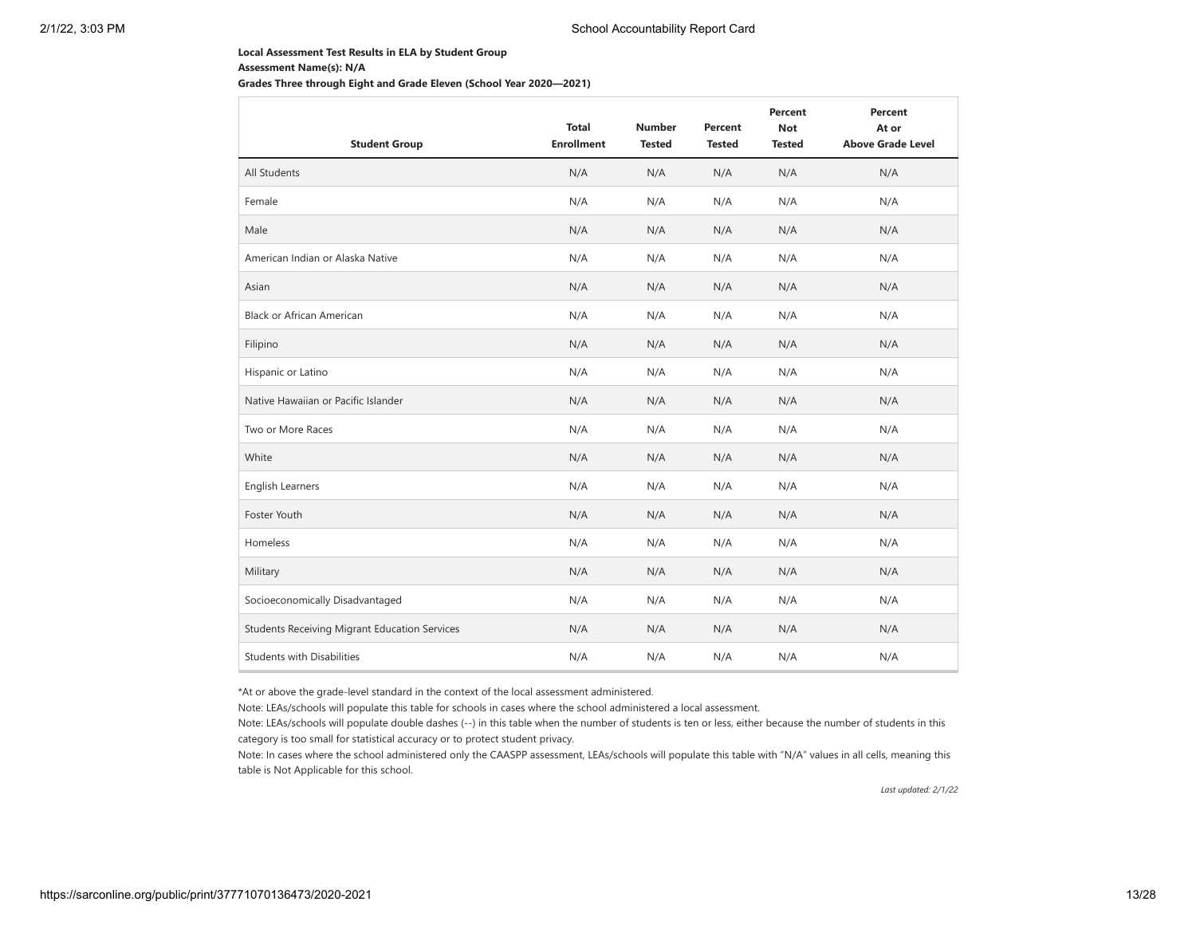**Local Assessment Test Results in ELA by Student Group**

**Assessment Name(s): N/A**

**Grades Three through Eight and Grade Eleven (School Year 2020—2021)**

| Student Group | Total Enrollment | Number Tested | Percent Tested | Percent Not Tested | Percent At or Above Grade Level |
|---|---|---|---|---|---|
| All Students | N/A | N/A | N/A | N/A | N/A |
| Female | N/A | N/A | N/A | N/A | N/A |
| Male | N/A | N/A | N/A | N/A | N/A |
| American Indian or Alaska Native | N/A | N/A | N/A | N/A | N/A |
| Asian | N/A | N/A | N/A | N/A | N/A |
| Black or African American | N/A | N/A | N/A | N/A | N/A |
| Filipino | N/A | N/A | N/A | N/A | N/A |
| Hispanic or Latino | N/A | N/A | N/A | N/A | N/A |
| Native Hawaiian or Pacific Islander | N/A | N/A | N/A | N/A | N/A |
| Two or More Races | N/A | N/A | N/A | N/A | N/A |
| White | N/A | N/A | N/A | N/A | N/A |
| English Learners | N/A | N/A | N/A | N/A | N/A |
| Foster Youth | N/A | N/A | N/A | N/A | N/A |
| Homeless | N/A | N/A | N/A | N/A | N/A |
| Military | N/A | N/A | N/A | N/A | N/A |
| Socioeconomically Disadvantaged | N/A | N/A | N/A | N/A | N/A |
| Students Receiving Migrant Education Services | N/A | N/A | N/A | N/A | N/A |
| Students with Disabilities | N/A | N/A | N/A | N/A | N/A |

*At or above the grade-level standard in the context of the local assessment administered.

Note: LEAs/schools will populate this table for schools in cases where the school administered a local assessment.

Note: LEAs/schools will populate double dashes (--) in this table when the number of students is ten or less, either because the number of students in this category is too small for statistical accuracy or to protect student privacy.

Note: In cases where the school administered only the CAASPP assessment, LEAs/schools will populate this table with "N/A" values in all cells, meaning this table is Not Applicable for this school.

*Last updated: 2/1/22*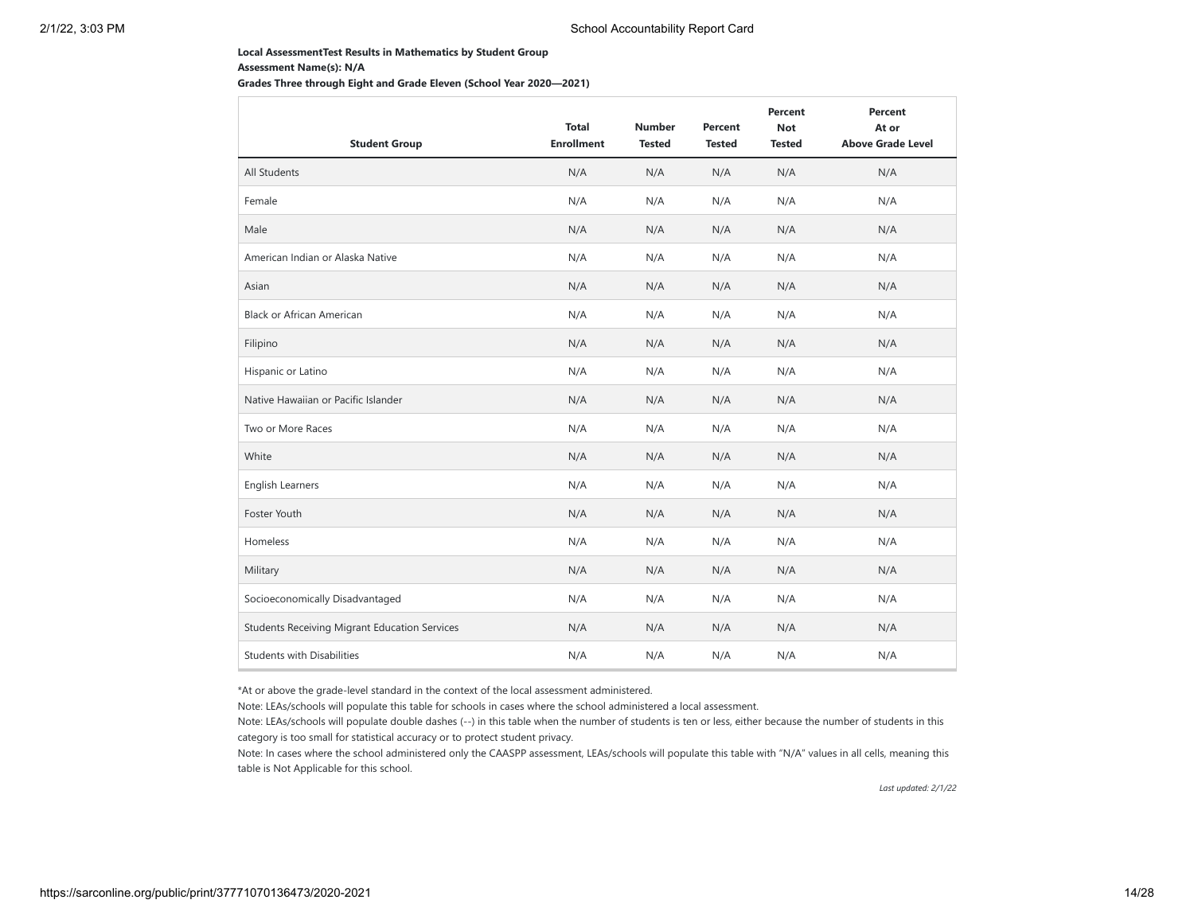**Local AssessmentTest Results in Mathematics by Student Group**

**Assessment Name(s): N/A**

**Grades Three through Eight and Grade Eleven (School Year 2020—2021)**

| Student Group | Total Enrollment | Number Tested | Percent Tested | Percent Not Tested | Percent At or Above Grade Level |
|---|---|---|---|---|---|
| All Students | N/A | N/A | N/A | N/A | N/A |
| Female | N/A | N/A | N/A | N/A | N/A |
| Male | N/A | N/A | N/A | N/A | N/A |
| American Indian or Alaska Native | N/A | N/A | N/A | N/A | N/A |
| Asian | N/A | N/A | N/A | N/A | N/A |
| Black or African American | N/A | N/A | N/A | N/A | N/A |
| Filipino | N/A | N/A | N/A | N/A | N/A |
| Hispanic or Latino | N/A | N/A | N/A | N/A | N/A |
| Native Hawaiian or Pacific Islander | N/A | N/A | N/A | N/A | N/A |
| Two or More Races | N/A | N/A | N/A | N/A | N/A |
| White | N/A | N/A | N/A | N/A | N/A |
| English Learners | N/A | N/A | N/A | N/A | N/A |
| Foster Youth | N/A | N/A | N/A | N/A | N/A |
| Homeless | N/A | N/A | N/A | N/A | N/A |
| Military | N/A | N/A | N/A | N/A | N/A |
| Socioeconomically Disadvantaged | N/A | N/A | N/A | N/A | N/A |
| Students Receiving Migrant Education Services | N/A | N/A | N/A | N/A | N/A |
| Students with Disabilities | N/A | N/A | N/A | N/A | N/A |

*At or above the grade-level standard in the context of the local assessment administered.

Note: LEAs/schools will populate this table for schools in cases where the school administered a local assessment.

Note: LEAs/schools will populate double dashes (--) in this table when the number of students is ten or less, either because the number of students in this category is too small for statistical accuracy or to protect student privacy.

Note: In cases where the school administered only the CAASPP assessment, LEAs/schools will populate this table with "N/A" values in all cells, meaning this table is Not Applicable for this school.

*Last updated: 2/1/22*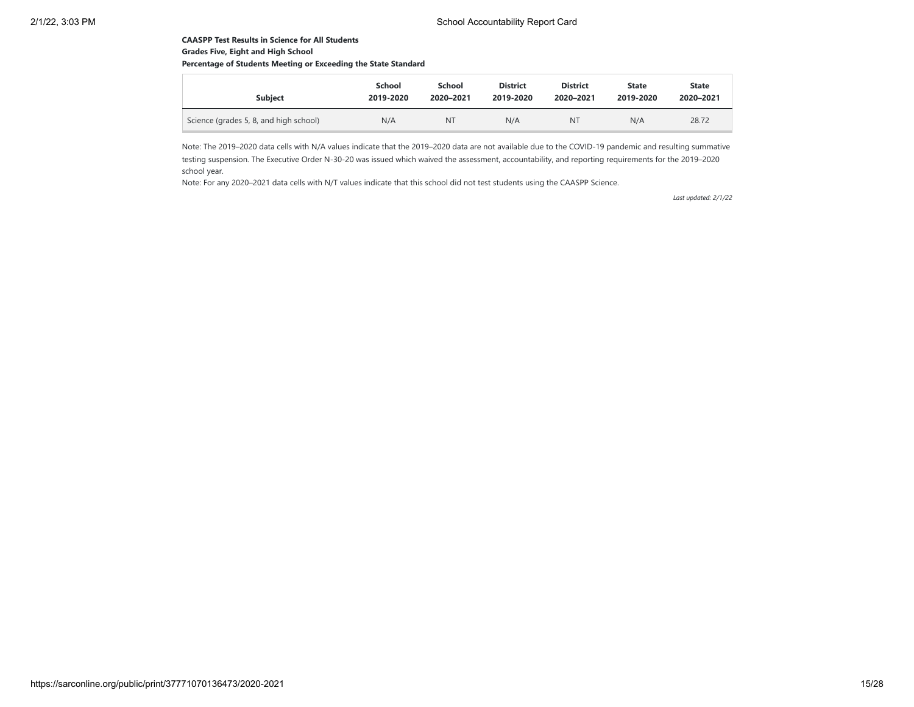**CAASPP Test Results in Science for All Students**
**Grades Five, Eight and High School**
**Percentage of Students Meeting or Exceeding the State Standard**

| Subject | School 2019-2020 | School 2020–2021 | District 2019-2020 | District 2020–2021 | State 2019-2020 | State 2020–2021 |
|---|---|---|---|---|---|---|
| Science (grades 5, 8, and high school) | N/A | NT | N/A | NT | N/A | 28.72 |

Note: The 2019–2020 data cells with N/A values indicate that the 2019–2020 data are not available due to the COVID-19 pandemic and resulting summative testing suspension. The Executive Order N-30-20 was issued which waived the assessment, accountability, and reporting requirements for the 2019–2020 school year.

Note: For any 2020–2021 data cells with N/T values indicate that this school did not test students using the CAASPP Science.

*Last updated: 2/1/22*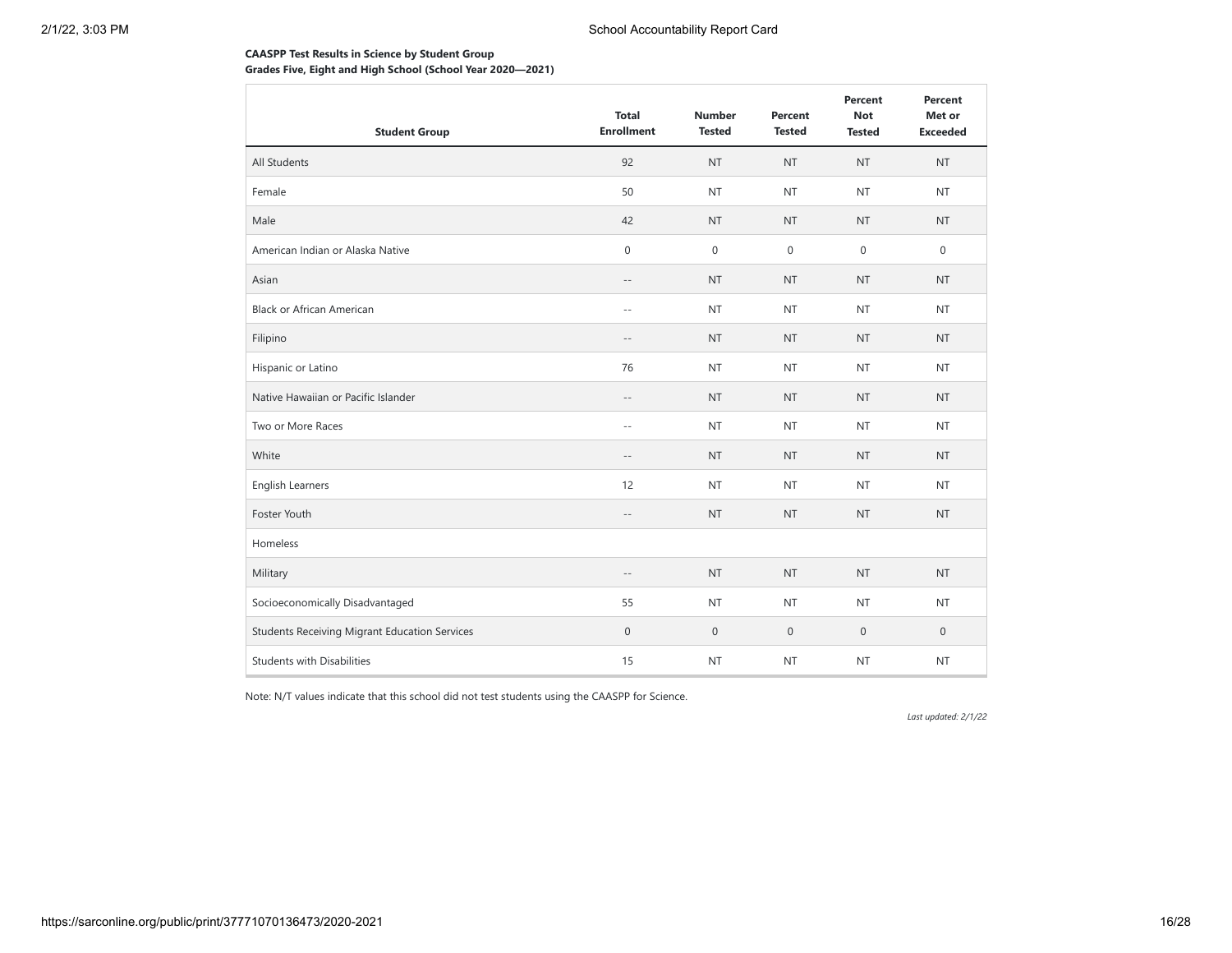**CAASPP Test Results in Science by Student Group**
**Grades Five, Eight and High School (School Year 2020—2021)**

| Student Group | Total Enrollment | Number Tested | Percent Tested | Percent Not Tested | Percent Met or Exceeded |
|---|---|---|---|---|---|
| All Students | 92 | NT | NT | NT | NT |
| Female | 50 | NT | NT | NT | NT |
| Male | 42 | NT | NT | NT | NT |
| American Indian or Alaska Native | 0 | 0 | 0 | 0 | 0 |
| Asian | -- | NT | NT | NT | NT |
| Black or African American | -- | NT | NT | NT | NT |
| Filipino | -- | NT | NT | NT | NT |
| Hispanic or Latino | 76 | NT | NT | NT | NT |
| Native Hawaiian or Pacific Islander | -- | NT | NT | NT | NT |
| Two or More Races | -- | NT | NT | NT | NT |
| White | -- | NT | NT | NT | NT |
| English Learners | 12 | NT | NT | NT | NT |
| Foster Youth | -- | NT | NT | NT | NT |
| Homeless | | | | | |
| Military | -- | NT | NT | NT | NT |
| Socioeconomically Disadvantaged | 55 | NT | NT | NT | NT |
| Students Receiving Migrant Education Services | 0 | 0 | 0 | 0 | 0 |
| Students with Disabilities | 15 | NT | NT | NT | NT |

Note: N/T values indicate that this school did not test students using the CAASPP for Science.

*Last updated: 2/1/22*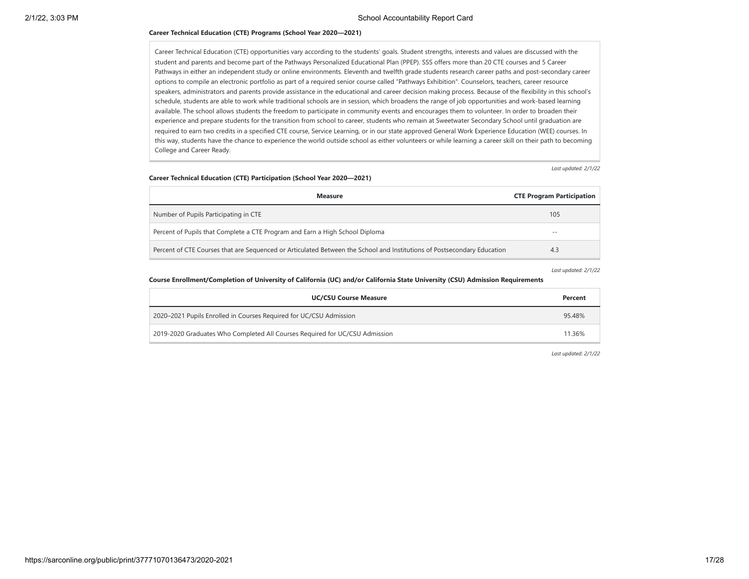**Career Technical Education (CTE) Programs (School Year 2020—2021)**

Career Technical Education (CTE) opportunities vary according to the students' goals. Student strengths, interests and values are discussed with the student and parents and become part of the Pathways Personalized Educational Plan (PPEP). SSS offers more than 20 CTE courses and 5 Career Pathways in either an independent study or online environments. Eleventh and twelfth grade students research career paths and post-secondary career options to compile an electronic portfolio as part of a required senior course called "Pathways Exhibition". Counselors, teachers, career resource speakers, administrators and parents provide assistance in the educational and career decision making process. Because of the flexibility in this school's schedule, students are able to work while traditional schools are in session, which broadens the range of job opportunities and work-based learning available. The school allows students the freedom to participate in community events and encourages them to volunteer. In order to broaden their experience and prepare students for the transition from school to career, students who remain at Sweetwater Secondary School until graduation are required to earn two credits in a specified CTE course, Service Learning, or in our state approved General Work Experience Education (WEE) courses. In this way, students have the chance to experience the world outside school as either volunteers or while learning a career skill on their path to becoming College and Career Ready.

*Last updated: 2/1/22*

**Career Technical Education (CTE) Participation (School Year 2020—2021)**

| Measure | CTE Program Participation |
|---|---|
| Number of Pupils Participating in CTE | 105 |
| Percent of Pupils that Complete a CTE Program and Earn a High School Diploma | -- |
| Percent of CTE Courses that are Sequenced or Articulated Between the School and Institutions of Postsecondary Education | 4.3 |

*Last updated: 2/1/22*

**Course Enrollment/Completion of University of California (UC) and/or California State University (CSU) Admission Requirements**

| UC/CSU Course Measure | Percent |
|---|---|
| 2020–2021 Pupils Enrolled in Courses Required for UC/CSU Admission | 95.48% |
| 2019-2020 Graduates Who Completed All Courses Required for UC/CSU Admission | 11.36% |

*Last updated: 2/1/22*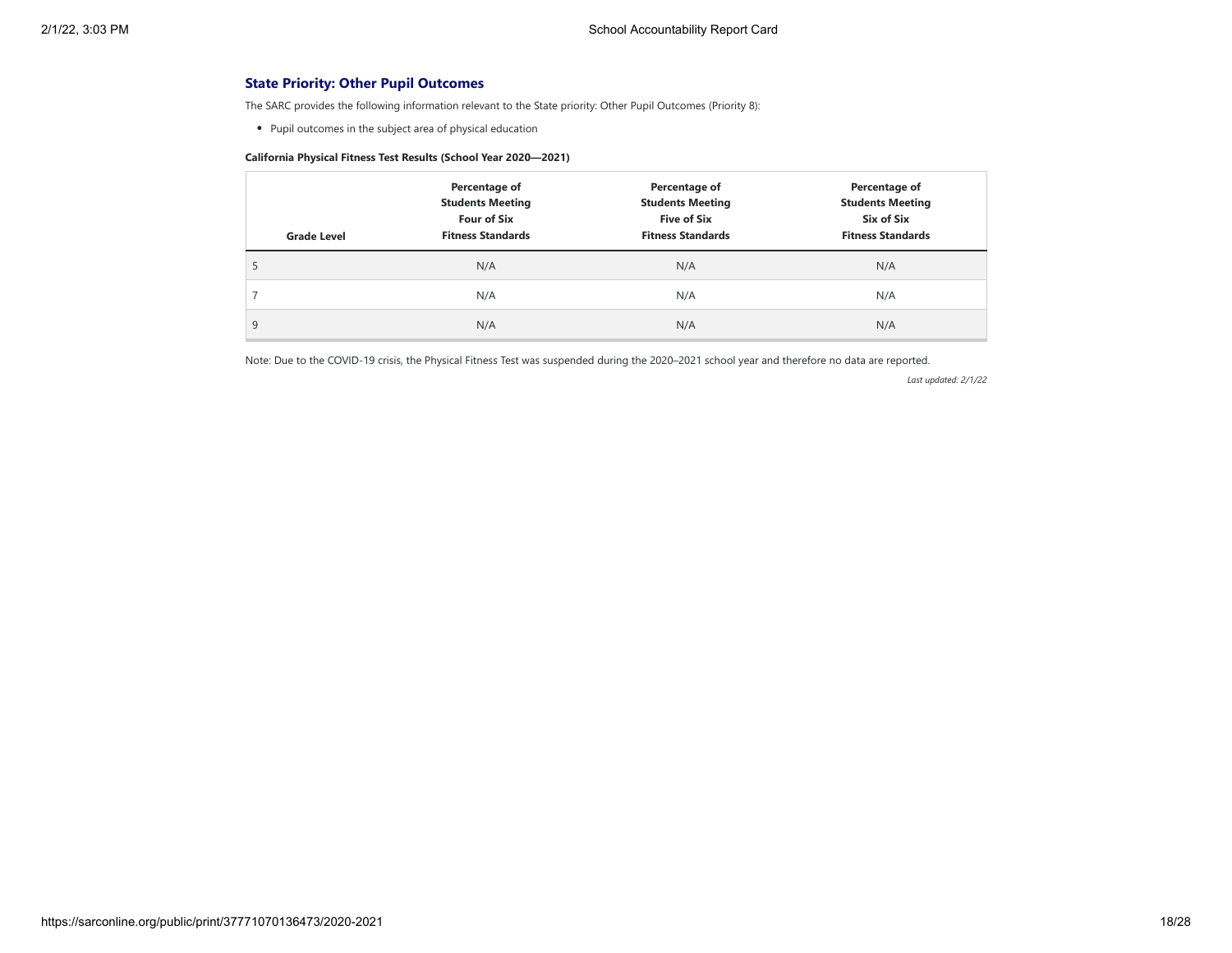## State Priority: Other Pupil Outcomes

The SARC provides the following information relevant to the State priority: Other Pupil Outcomes (Priority 8):

- Pupil outcomes in the subject area of physical education

**California Physical Fitness Test Results (School Year 2020—2021)**

| Grade Level | Percentage of Students Meeting Four of Six Fitness Standards | Percentage of Students Meeting Five of Six Fitness Standards | Percentage of Students Meeting Six of Six Fitness Standards |
|---|---|---|---|
| 5 | N/A | N/A | N/A |
| 7 | N/A | N/A | N/A |
| 9 | N/A | N/A | N/A |

Note: Due to the COVID-19 crisis, the Physical Fitness Test was suspended during the 2020–2021 school year and therefore no data are reported.

*Last updated: 2/1/22*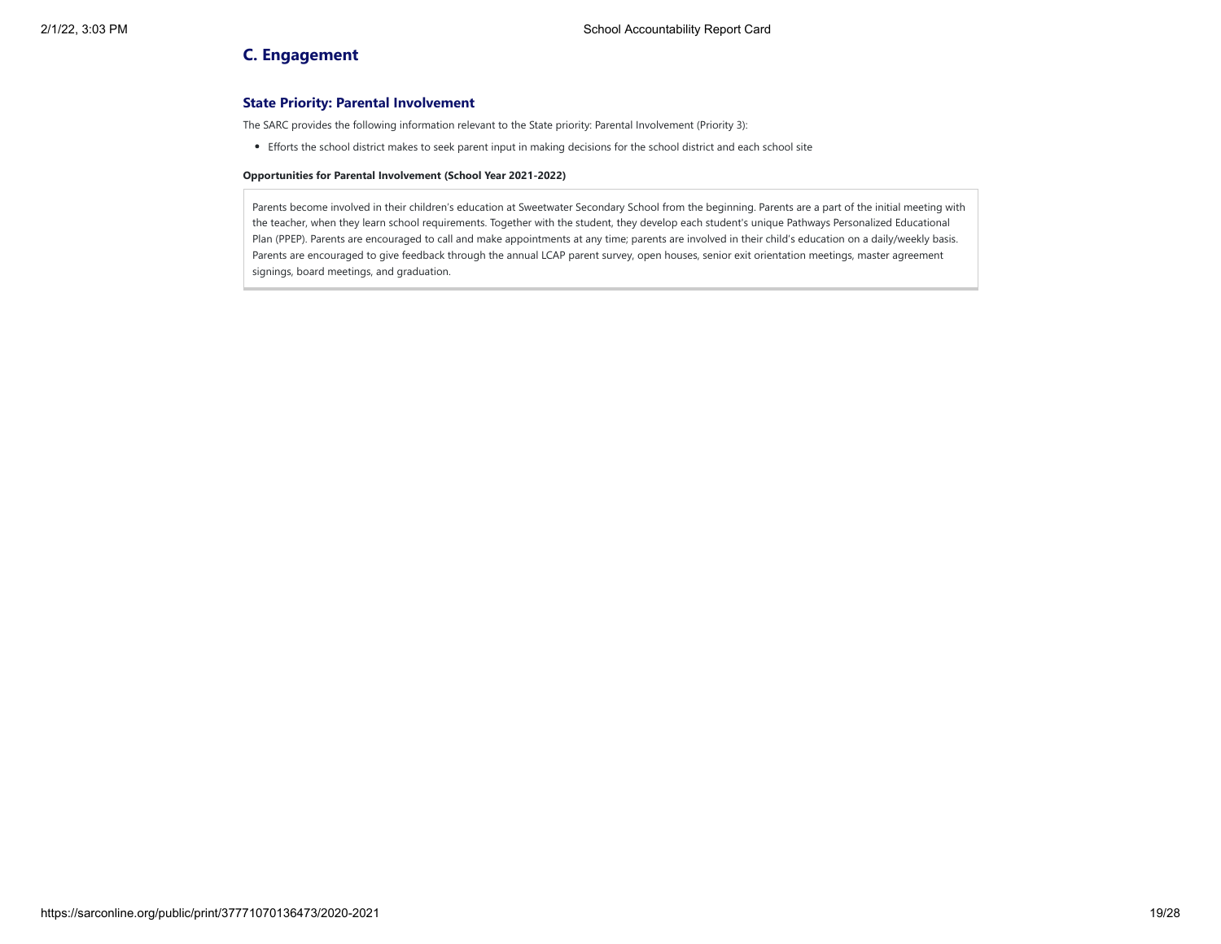## C. Engagement

### State Priority: Parental Involvement

The SARC provides the following information relevant to the State priority: Parental Involvement (Priority 3):

- Efforts the school district makes to seek parent input in making decisions for the school district and each school site

**Opportunities for Parental Involvement (School Year 2021-2022)**

Parents become involved in their children's education at Sweetwater Secondary School from the beginning. Parents are a part of the initial meeting with the teacher, when they learn school requirements. Together with the student, they develop each student's unique Pathways Personalized Educational Plan (PPEP). Parents are encouraged to call and make appointments at any time; parents are involved in their child's education on a daily/weekly basis. Parents are encouraged to give feedback through the annual LCAP parent survey, open houses, senior exit orientation meetings, master agreement signings, board meetings, and graduation.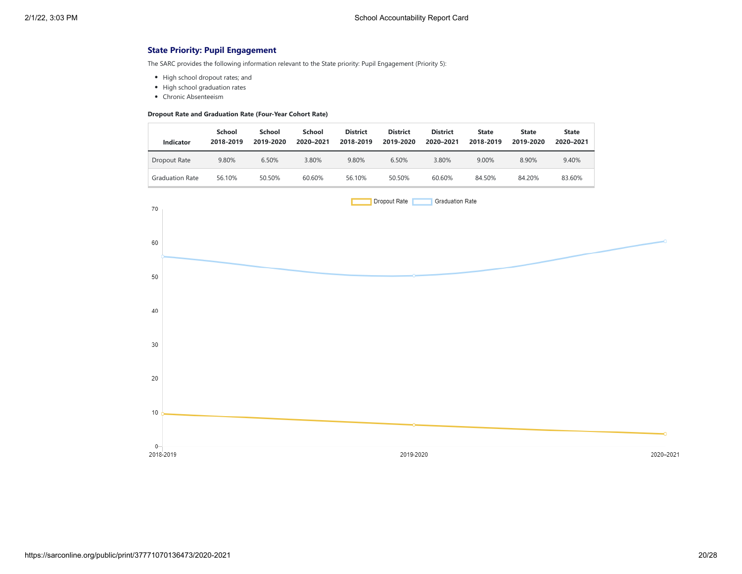### State Priority: Pupil Engagement

The SARC provides the following information relevant to the State priority: Pupil Engagement (Priority 5):

- High school dropout rates; and
- High school graduation rates
- Chronic Absenteeism

**Dropout Rate and Graduation Rate (Four-Year Cohort Rate)**

| Indicator | School 2018-2019 | School 2019-2020 | School 2020–2021 | District 2018-2019 | District 2019-2020 | District 2020–2021 | State 2018-2019 | State 2019-2020 | State 2020–2021 |
|---|---|---|---|---|---|---|---|---|---|
| Dropout Rate | 9.80% | 6.50% | 3.80% | 9.80% | 6.50% | 3.80% | 9.00% | 8.90% | 9.40% |
| Graduation Rate | 56.10% | 50.50% | 60.60% | 56.10% | 50.50% | 60.60% | 84.50% | 84.20% | 83.60% |

Dropout Rate
Graduation Rate

70
60
50
40
30
20
10
0

2018-2019
2019-2020
2020–2021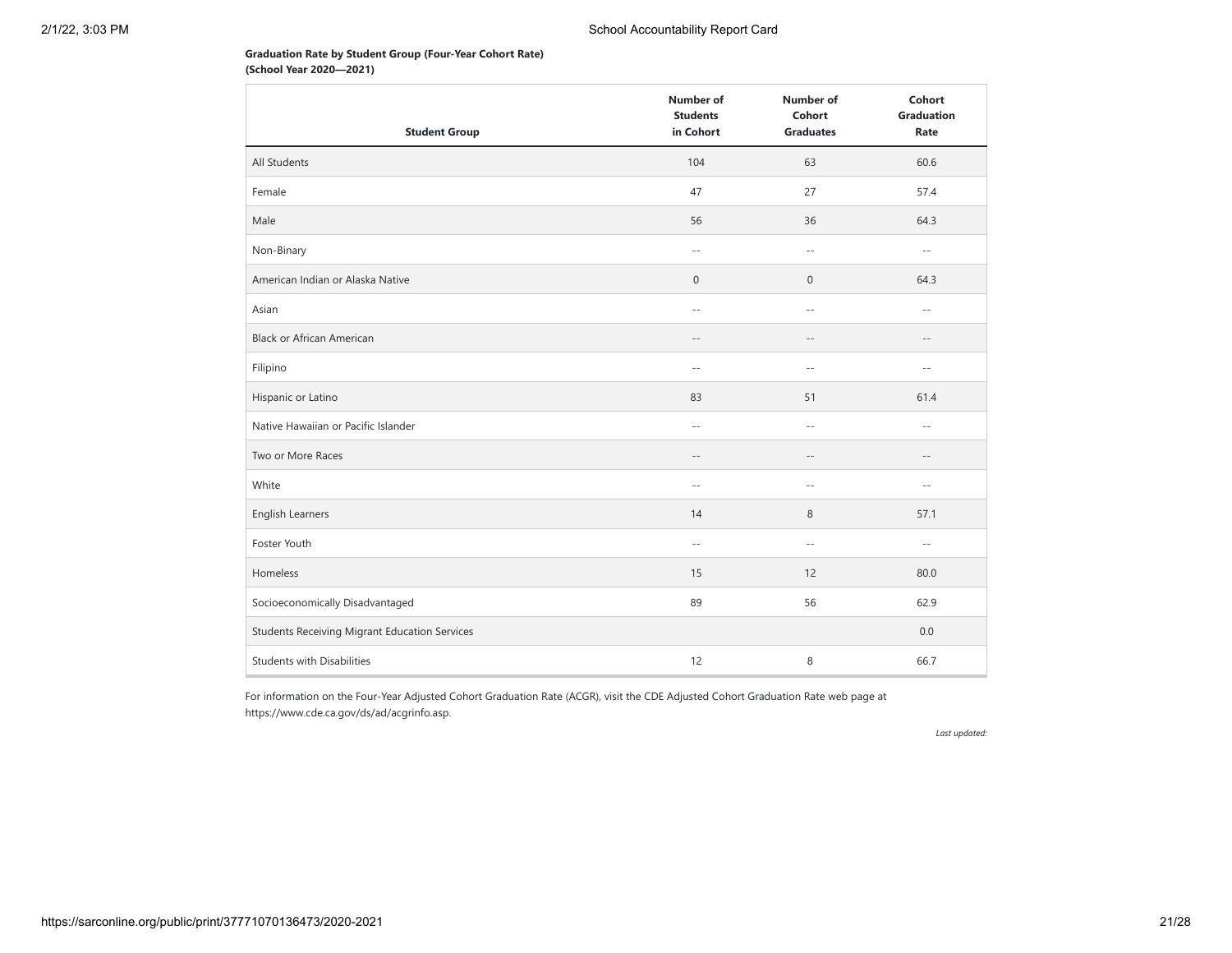**Graduation Rate by Student Group (Four-Year Cohort Rate)**
**(School Year 2020—2021)**

| Student Group | Number of Students in Cohort | Number of Cohort Graduates | Cohort Graduation Rate |
|---|---|---|---|
| All Students | 104 | 63 | 60.6 |
| Female | 47 | 27 | 57.4 |
| Male | 56 | 36 | 64.3 |
| Non-Binary | -- | -- | -- |
| American Indian or Alaska Native | 0 | 0 | 64.3 |
| Asian | -- | -- | -- |
| Black or African American | -- | -- | -- |
| Filipino | -- | -- | -- |
| Hispanic or Latino | 83 | 51 | 61.4 |
| Native Hawaiian or Pacific Islander | -- | -- | -- |
| Two or More Races | -- | -- | -- |
| White | -- | -- | -- |
| English Learners | 14 | 8 | 57.1 |
| Foster Youth | -- | -- | -- |
| Homeless | 15 | 12 | 80.0 |
| Socioeconomically Disadvantaged | 89 | 56 | 62.9 |
| Students Receiving Migrant Education Services | | | 0.0 |
| Students with Disabilities | 12 | 8 | 66.7 |

For information on the Four-Year Adjusted Cohort Graduation Rate (ACGR), visit the CDE Adjusted Cohort Graduation Rate web page at https://www.cde.ca.gov/ds/ad/acgrinfo.asp.

*Last updated:*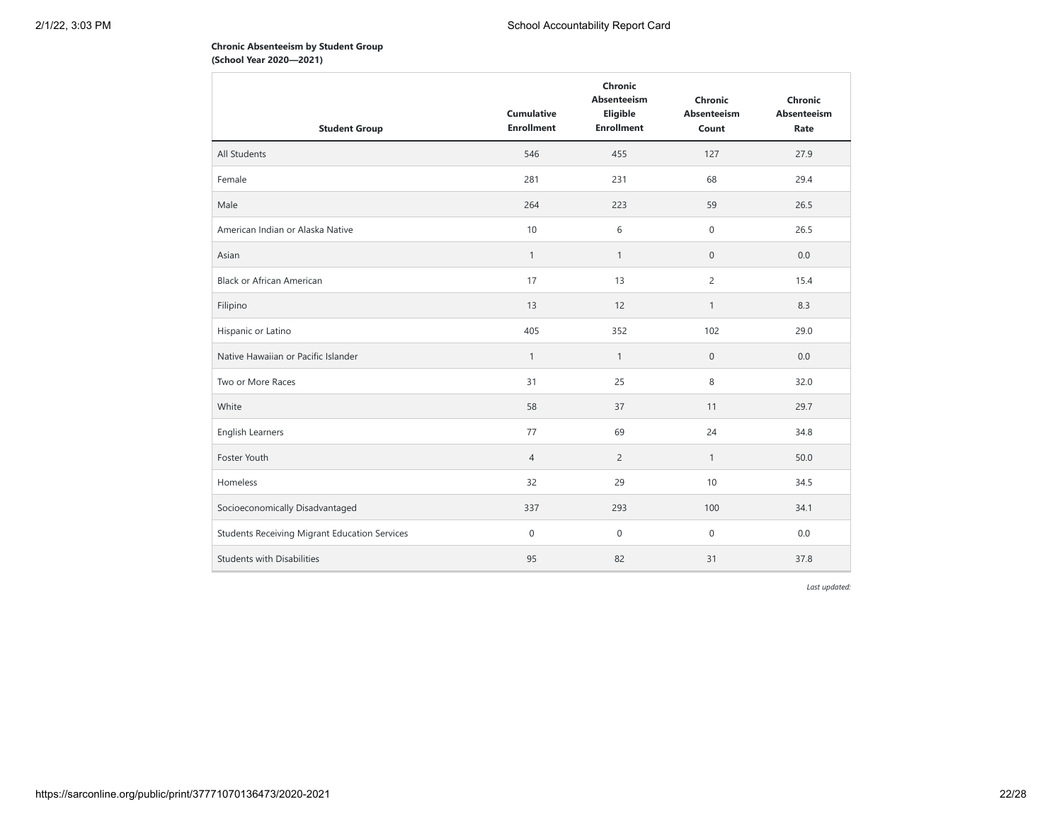**Chronic Absenteeism by Student Group**
**(School Year 2020—2021)**

| Student Group | Cumulative Enrollment | Chronic Absenteeism Eligible Enrollment | Chronic Absenteeism Count | Chronic Absenteeism Rate |
|---|---|---|---|---|
| All Students | 546 | 455 | 127 | 27.9 |
| Female | 281 | 231 | 68 | 29.4 |
| Male | 264 | 223 | 59 | 26.5 |
| American Indian or Alaska Native | 10 | 6 | 0 | 26.5 |
| Asian | 1 | 1 | 0 | 0.0 |
| Black or African American | 17 | 13 | 2 | 15.4 |
| Filipino | 13 | 12 | 1 | 8.3 |
| Hispanic or Latino | 405 | 352 | 102 | 29.0 |
| Native Hawaiian or Pacific Islander | 1 | 1 | 0 | 0.0 |
| Two or More Races | 31 | 25 | 8 | 32.0 |
| White | 58 | 37 | 11 | 29.7 |
| English Learners | 77 | 69 | 24 | 34.8 |
| Foster Youth | 4 | 2 | 1 | 50.0 |
| Homeless | 32 | 29 | 10 | 34.5 |
| Socioeconomically Disadvantaged | 337 | 293 | 100 | 34.1 |
| Students Receiving Migrant Education Services | 0 | 0 | 0 | 0.0 |
| Students with Disabilities | 95 | 82 | 31 | 37.8 |

*Last updated:*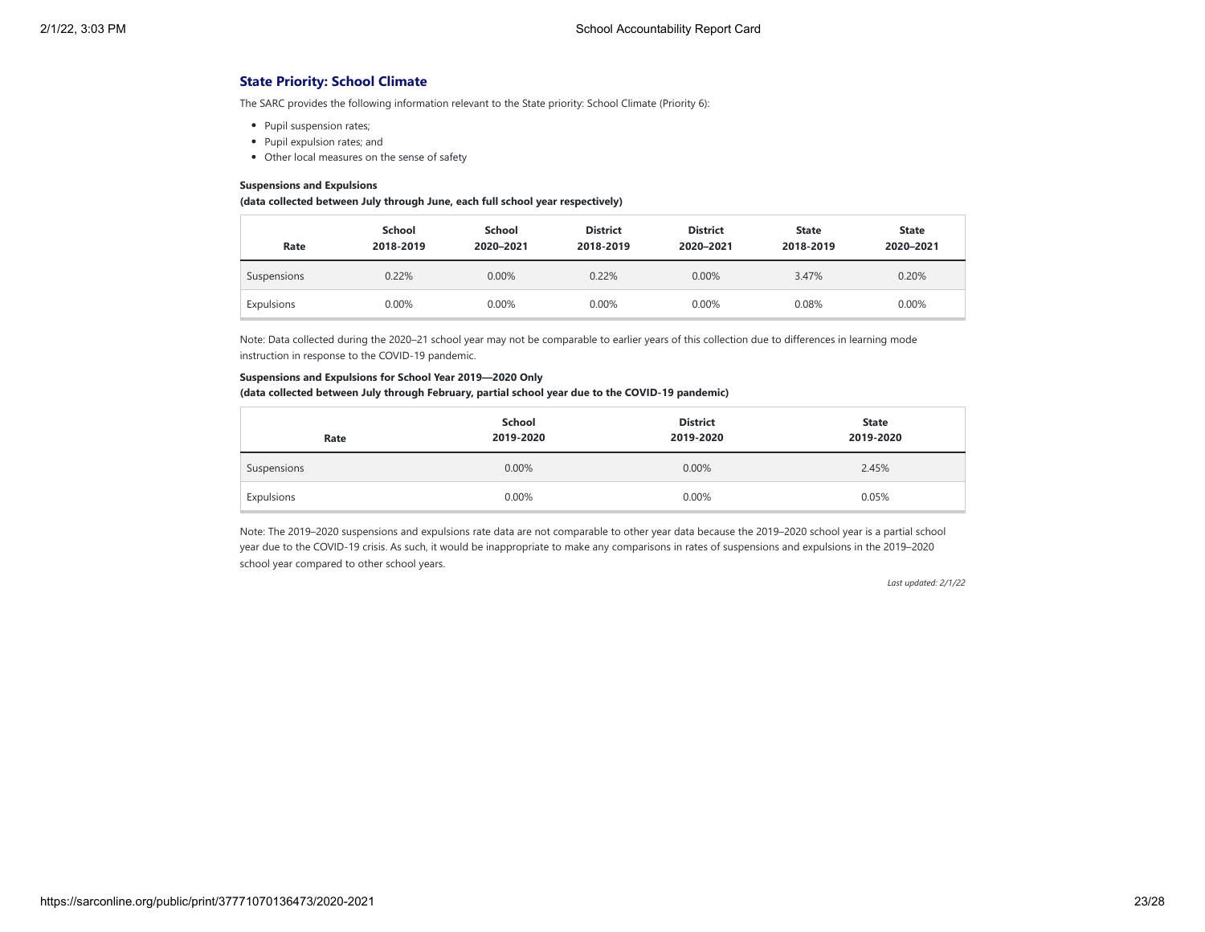## State Priority: School Climate

The SARC provides the following information relevant to the State priority: School Climate (Priority 6):

- Pupil suspension rates;
- Pupil expulsion rates; and
- Other local measures on the sense of safety

**Suspensions and Expulsions**
**(data collected between July through June, each full school year respectively)**

| Rate | School 2018-2019 | School 2020–2021 | District 2018-2019 | District 2020–2021 | State 2018-2019 | State 2020–2021 |
|---|---|---|---|---|---|---|
| Suspensions | 0.22% | 0.00% | 0.22% | 0.00% | 3.47% | 0.20% |
| Expulsions | 0.00% | 0.00% | 0.00% | 0.00% | 0.08% | 0.00% |

Note: Data collected during the 2020–21 school year may not be comparable to earlier years of this collection due to differences in learning mode instruction in response to the COVID-19 pandemic.

**Suspensions and Expulsions for School Year 2019—2020 Only**
**(data collected between July through February, partial school year due to the COVID-19 pandemic)**

| Rate | School 2019-2020 | District 2019-2020 | State 2019-2020 |
|---|---|---|---|
| Suspensions | 0.00% | 0.00% | 2.45% |
| Expulsions | 0.00% | 0.00% | 0.05% |

Note: The 2019–2020 suspensions and expulsions rate data are not comparable to other year data because the 2019–2020 school year is a partial school year due to the COVID-19 crisis. As such, it would be inappropriate to make any comparisons in rates of suspensions and expulsions in the 2019–2020 school year compared to other school years.

*Last updated: 2/1/22*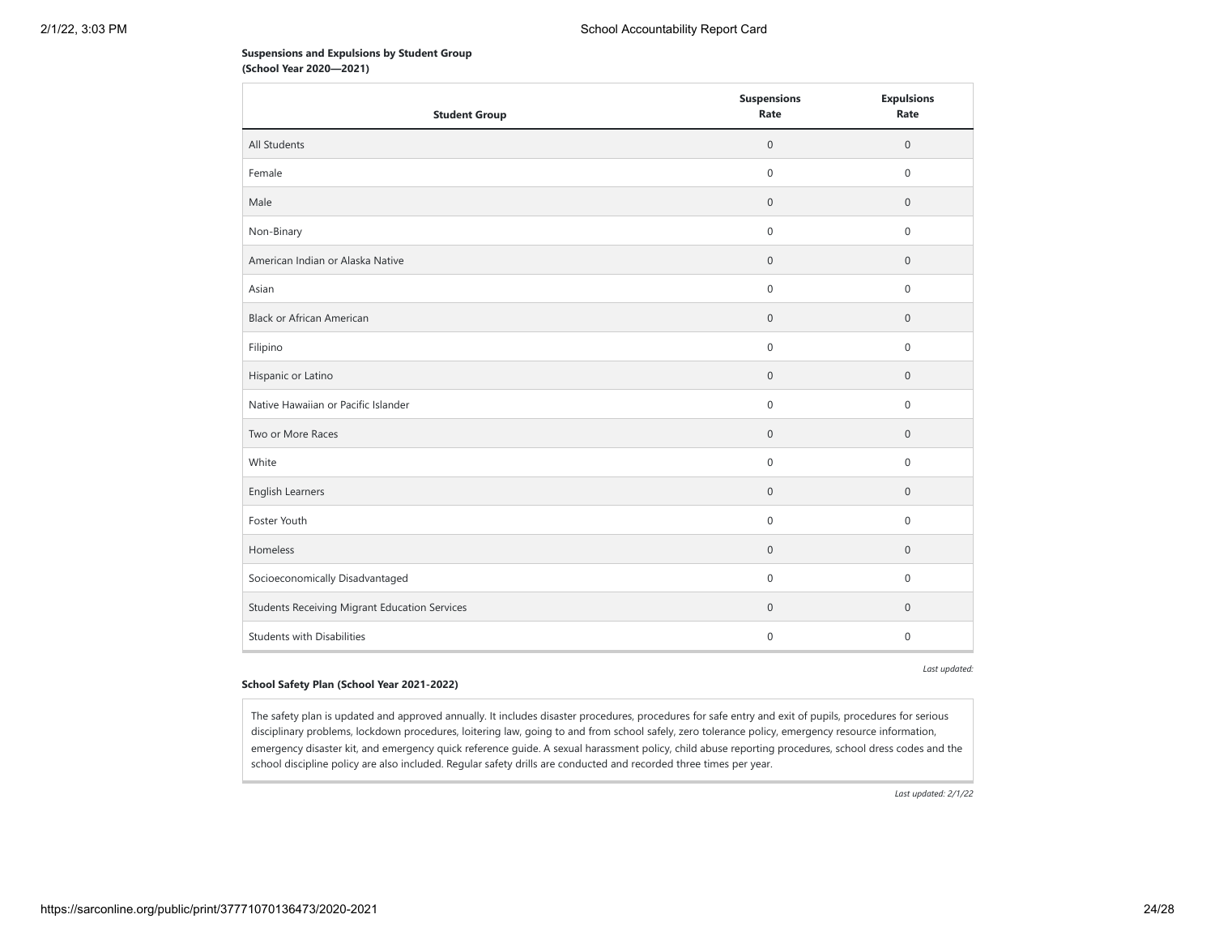**Suspensions and Expulsions by Student Group**
**(School Year 2020—2021)**

| Student Group | Suspensions Rate | Expulsions Rate |
| --- | --- | --- |
| All Students | 0 | 0 |
| Female | 0 | 0 |
| Male | 0 | 0 |
| Non-Binary | 0 | 0 |
| American Indian or Alaska Native | 0 | 0 |
| Asian | 0 | 0 |
| Black or African American | 0 | 0 |
| Filipino | 0 | 0 |
| Hispanic or Latino | 0 | 0 |
| Native Hawaiian or Pacific Islander | 0 | 0 |
| Two or More Races | 0 | 0 |
| White | 0 | 0 |
| English Learners | 0 | 0 |
| Foster Youth | 0 | 0 |
| Homeless | 0 | 0 |
| Socioeconomically Disadvantaged | 0 | 0 |
| Students Receiving Migrant Education Services | 0 | 0 |
| Students with Disabilities | 0 | 0 |

*Last updated:*

**School Safety Plan (School Year 2021-2022)**

The safety plan is updated and approved annually. It includes disaster procedures, procedures for safe entry and exit of pupils, procedures for serious disciplinary problems, lockdown procedures, loitering law, going to and from school safely, zero tolerance policy, emergency resource information, emergency disaster kit, and emergency quick reference guide. A sexual harassment policy, child abuse reporting procedures, school dress codes and the school discipline policy are also included. Regular safety drills are conducted and recorded three times per year.

*Last updated: 2/1/22*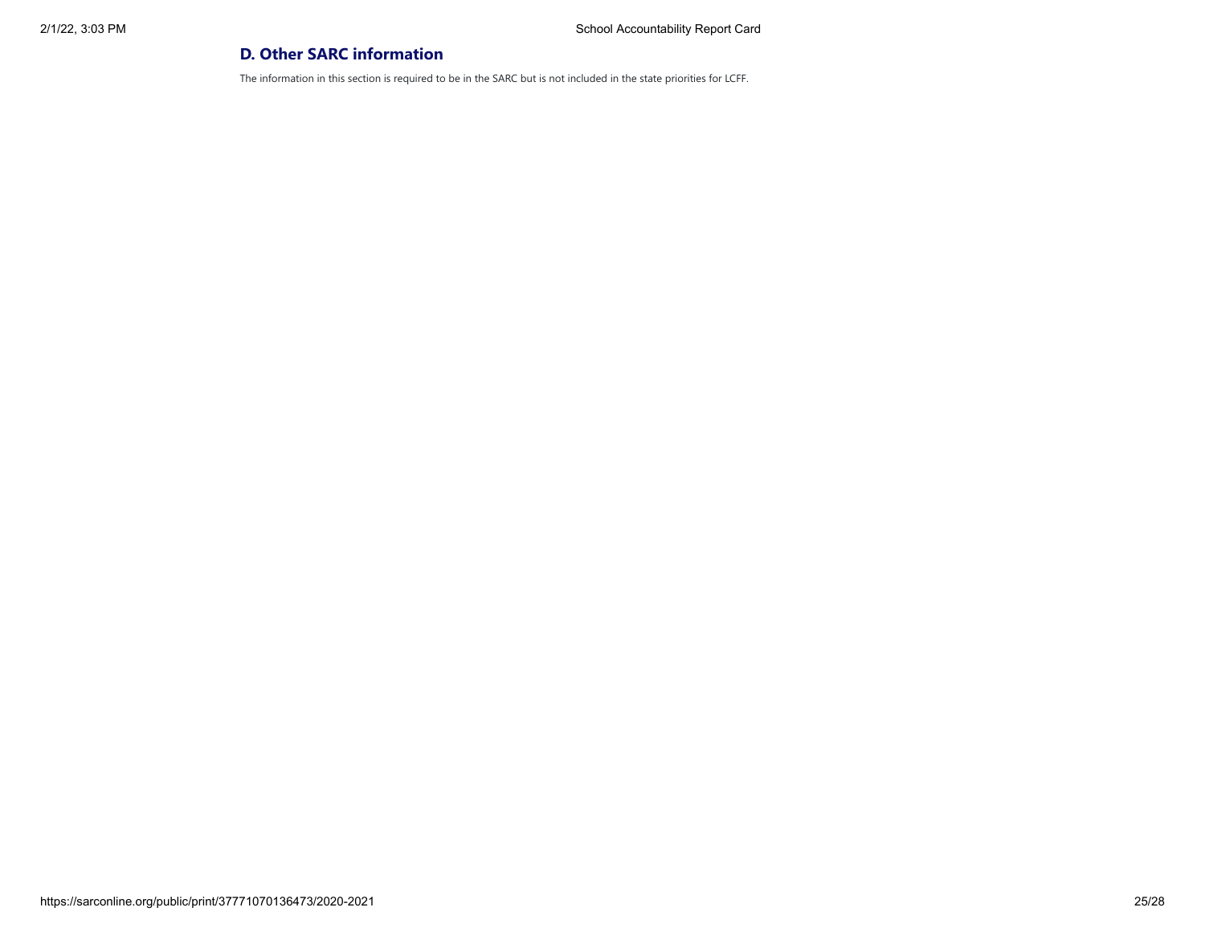## D. Other SARC information

The information in this section is required to be in the SARC but is not included in the state priorities for LCFF.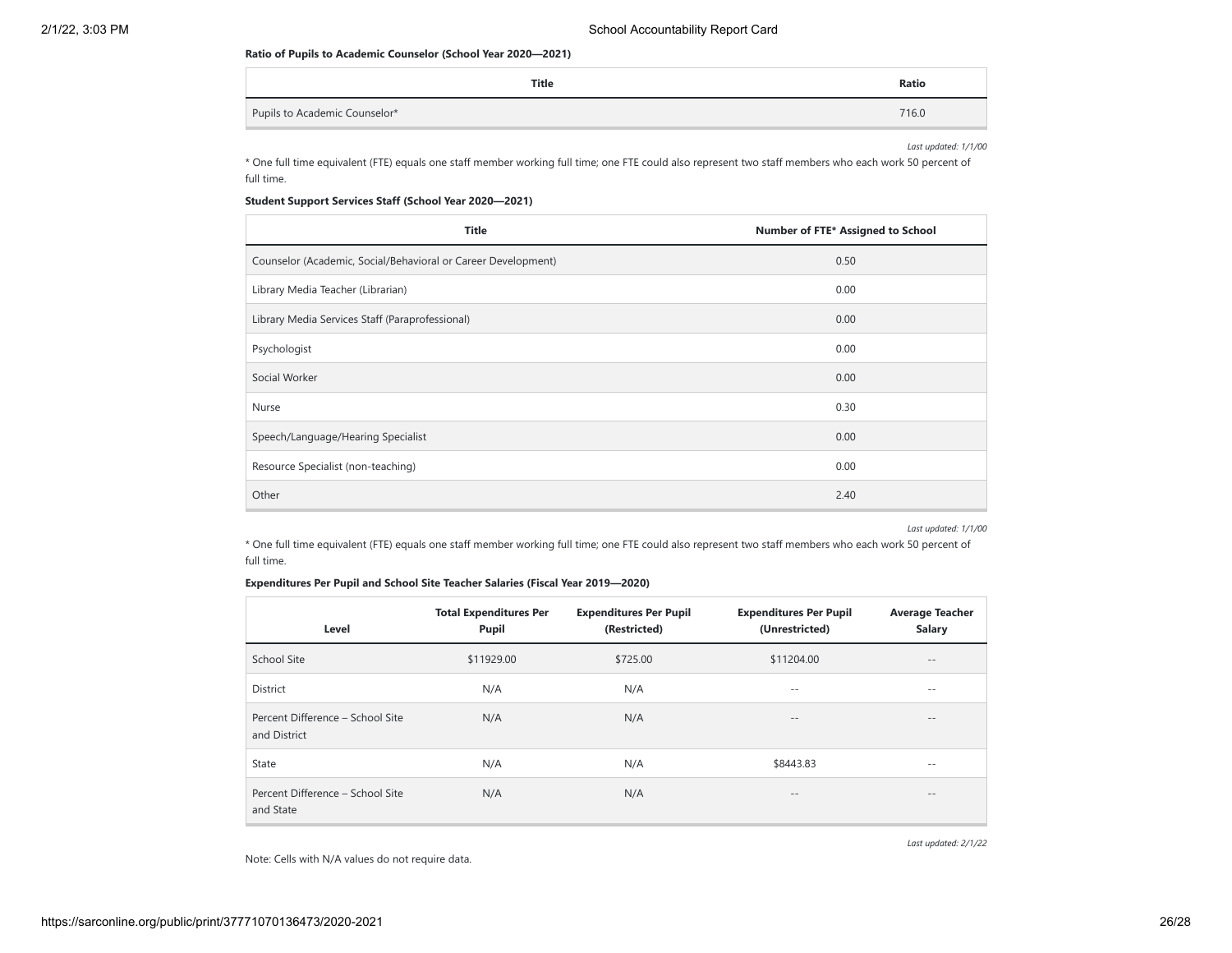**Ratio of Pupils to Academic Counselor (School Year 2020—2021)**

| Title | Ratio |
|---|---|
| Pupils to Academic Counselor* | 716.0 |

*Last updated: 1/1/00*

* One full time equivalent (FTE) equals one staff member working full time; one FTE could also represent two staff members who each work 50 percent of full time.

**Student Support Services Staff (School Year 2020—2021)**

| Title | Number of FTE* Assigned to School |
|---|---|
| Counselor (Academic, Social/Behavioral or Career Development) | 0.50 |
| Library Media Teacher (Librarian) | 0.00 |
| Library Media Services Staff (Paraprofessional) | 0.00 |
| Psychologist | 0.00 |
| Social Worker | 0.00 |
| Nurse | 0.30 |
| Speech/Language/Hearing Specialist | 0.00 |
| Resource Specialist (non-teaching) | 0.00 |
| Other | 2.40 |

*Last updated: 1/1/00*

* One full time equivalent (FTE) equals one staff member working full time; one FTE could also represent two staff members who each work 50 percent of full time.

**Expenditures Per Pupil and School Site Teacher Salaries (Fiscal Year 2019—2020)**

| Level | Total Expenditures Per Pupil | Expenditures Per Pupil (Restricted) | Expenditures Per Pupil (Unrestricted) | Average Teacher Salary |
|---|---|---|---|---|
| School Site | $11929.00 | $725.00 | $11204.00 | -- |
| District | N/A | N/A | -- | -- |
| Percent Difference – School Site and District | N/A | N/A | -- | -- |
| State | N/A | N/A | $8443.83 | -- |
| Percent Difference – School Site and State | N/A | N/A | -- | -- |

*Last updated: 2/1/22*

Note: Cells with N/A values do not require data.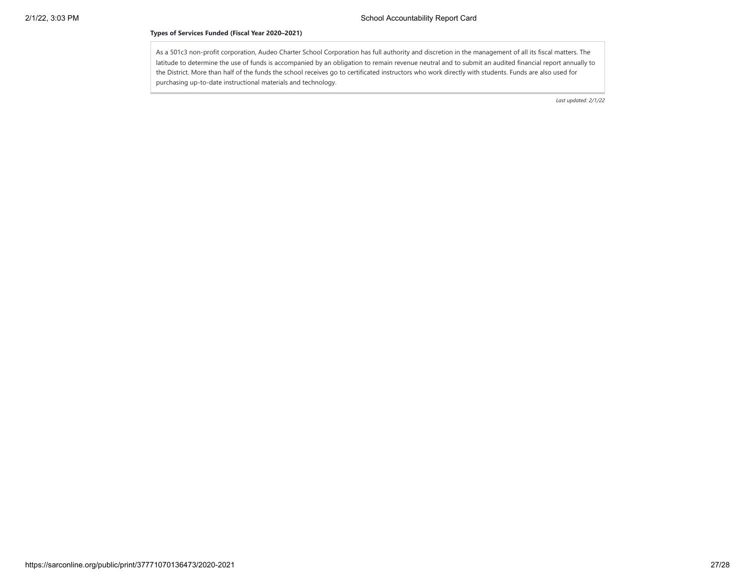**Types of Services Funded (Fiscal Year 2020–2021)**

| |
|---|
| As a 501c3 non-profit corporation, Audeo Charter School Corporation has full authority and discretion in the management of all its fiscal matters. The latitude to determine the use of funds is accompanied by an obligation to remain revenue neutral and to submit an audited financial report annually to the District. More than half of the funds the school receives go to certificated instructors who work directly with students. Funds are also used for purchasing up-to-date instructional materials and technology. |

*Last updated: 2/1/22*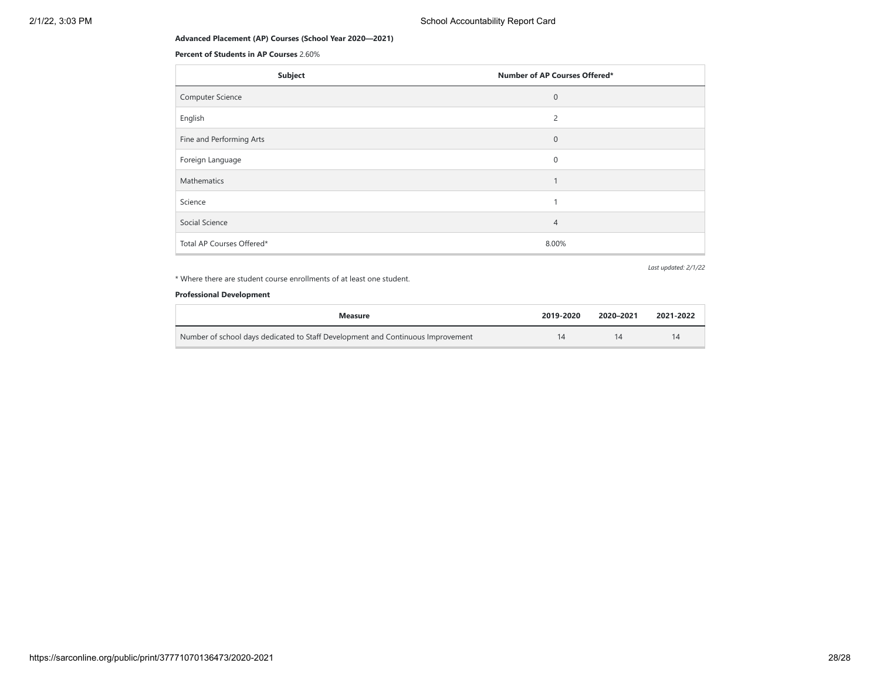**Advanced Placement (AP) Courses (School Year 2020—2021)**

**Percent of Students in AP Courses** 2.60%

| Subject | Number of AP Courses Offered* |
|---|---|
| Computer Science | 0 |
| English | 2 |
| Fine and Performing Arts | 0 |
| Foreign Language | 0 |
| Mathematics | 1 |
| Science | 1 |
| Social Science | 4 |
| Total AP Courses Offered* | 8.00% |

*Last updated: 2/1/22*

* Where there are student course enrollments of at least one student.

**Professional Development**

| Measure | 2019-2020 | 2020–2021 | 2021-2022 |
|---|---|---|---|
| Number of school days dedicated to Staff Development and Continuous Improvement | 14 | 14 | 14 |